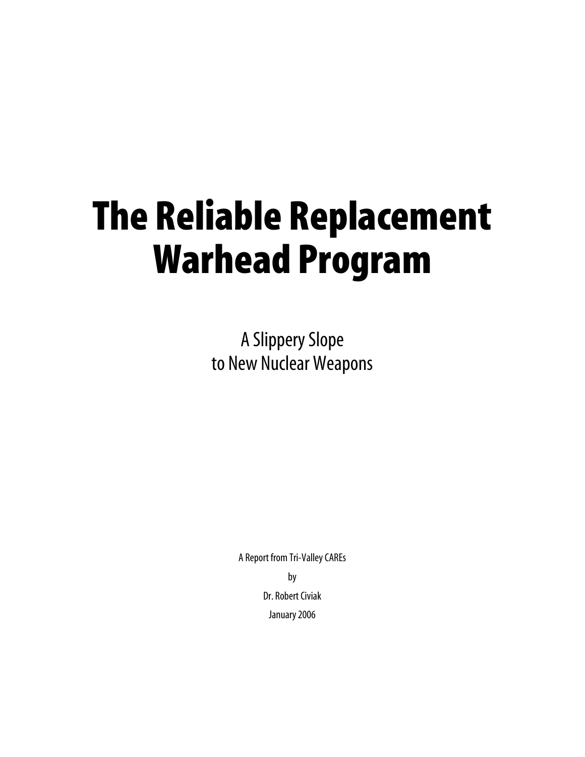# The Reliable Replacement Warhead Program

A Slippery Slope
to New Nuclear Weapons

A Report from Tri-Valley CAREs

by

Dr. Robert Civiak

January 2006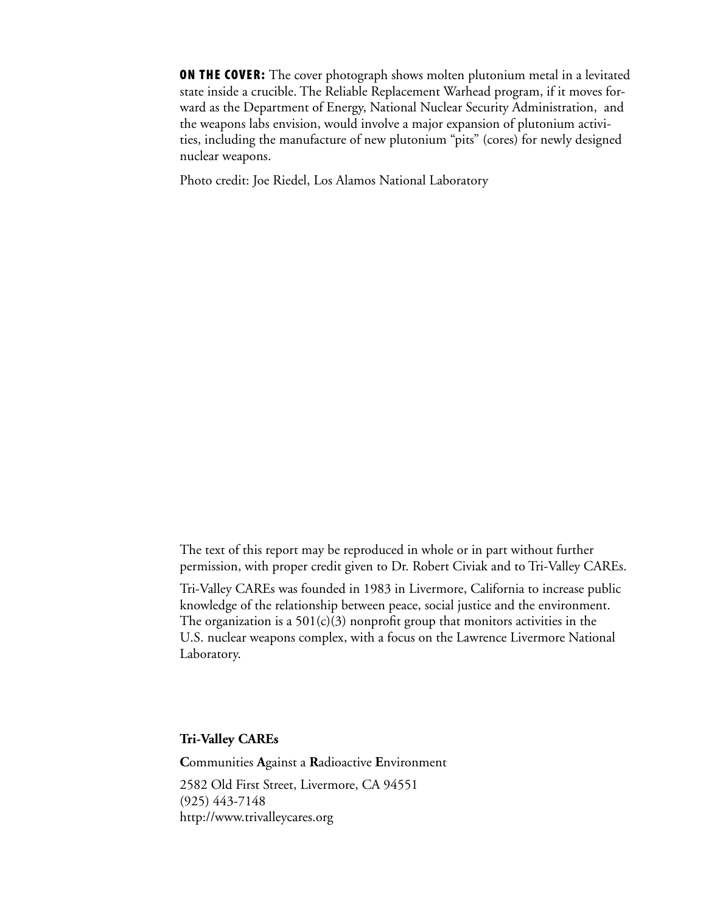**ON THE COVER:** The cover photograph shows molten plutonium metal in a levitated state inside a crucible. The Reliable Replacement Warhead program, if it moves forward as the Department of Energy, National Nuclear Security Administration, and the weapons labs envision, would involve a major expansion of plutonium activities, including the manufacture of new plutonium "pits" (cores) for newly designed nuclear weapons.

Photo credit: Joe Riedel, Los Alamos National Laboratory

The text of this report may be reproduced in whole or in part without further permission, with proper credit given to Dr. Robert Civiak and to Tri-Valley CAREs.

Tri-Valley CAREs was founded in 1983 in Livermore, California to increase public knowledge of the relationship between peace, social justice and the environment. The organization is a 501(c)(3) nonprofit group that monitors activities in the U.S. nuclear weapons complex, with a focus on the Lawrence Livermore National Laboratory.

**Tri-Valley CAREs**

**C**ommunities **A**gainst a **R**adioactive **E**nvironment

2582 Old First Street, Livermore, CA 94551
(925) 443-7148
http://www.trivalleycares.org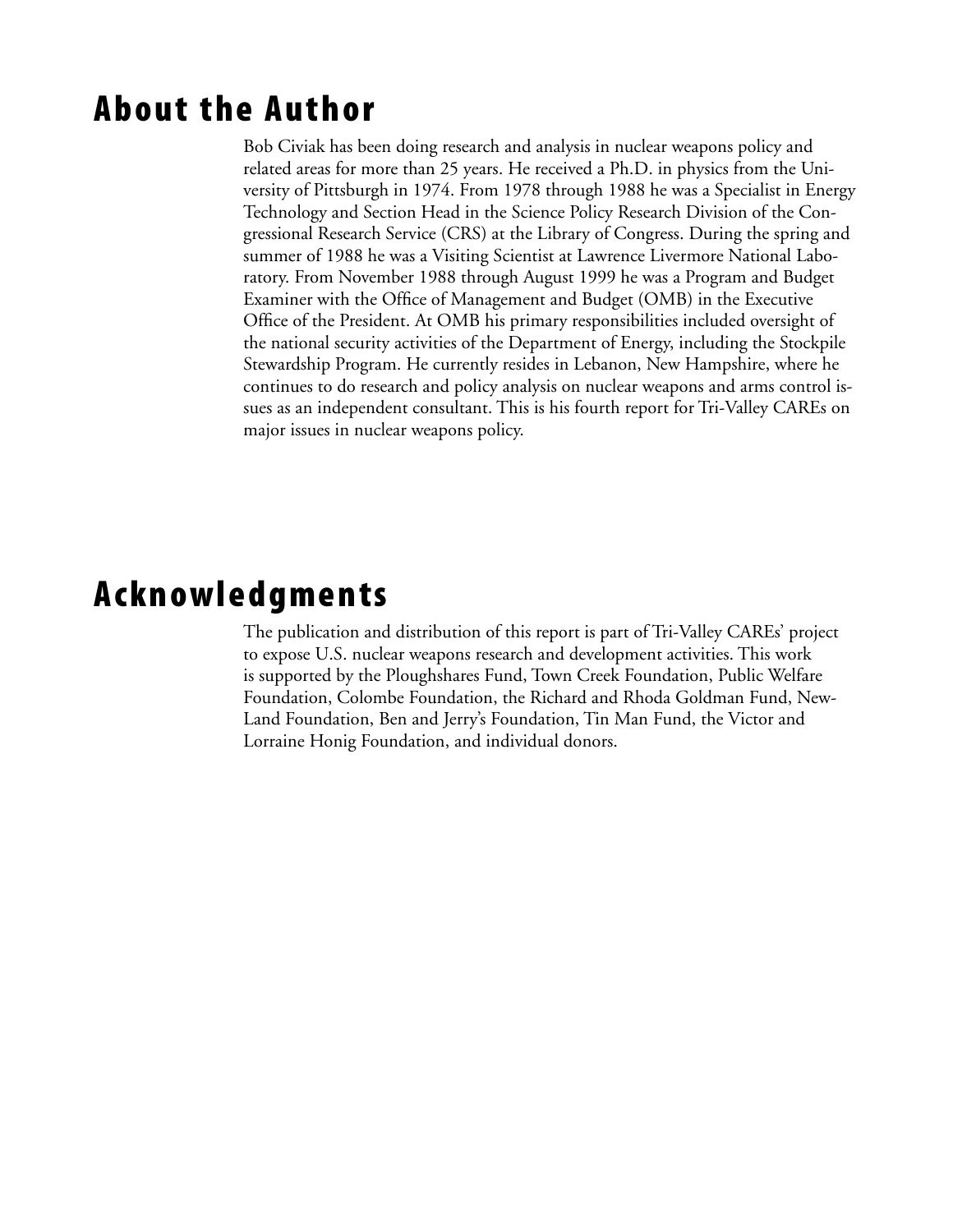# About the Author

Bob Civiak has been doing research and analysis in nuclear weapons policy and related areas for more than 25 years. He received a Ph.D. in physics from the University of Pittsburgh in 1974. From 1978 through 1988 he was a Specialist in Energy Technology and Section Head in the Science Policy Research Division of the Congressional Research Service (CRS) at the Library of Congress. During the spring and summer of 1988 he was a Visiting Scientist at Lawrence Livermore National Laboratory. From November 1988 through August 1999 he was a Program and Budget Examiner with the Office of Management and Budget (OMB) in the Executive Office of the President. At OMB his primary responsibilities included oversight of the national security activities of the Department of Energy, including the Stockpile Stewardship Program. He currently resides in Lebanon, New Hampshire, where he continues to do research and policy analysis on nuclear weapons and arms control issues as an independent consultant. This is his fourth report for Tri-Valley CAREs on major issues in nuclear weapons policy.

# Acknowledgments

The publication and distribution of this report is part of Tri-Valley CAREs' project to expose U.S. nuclear weapons research and development activities. This work is supported by the Ploughshares Fund, Town Creek Foundation, Public Welfare Foundation, Colombe Foundation, the Richard and Rhoda Goldman Fund, New-Land Foundation, Ben and Jerry's Foundation, Tin Man Fund, the Victor and Lorraine Honig Foundation, and individual donors.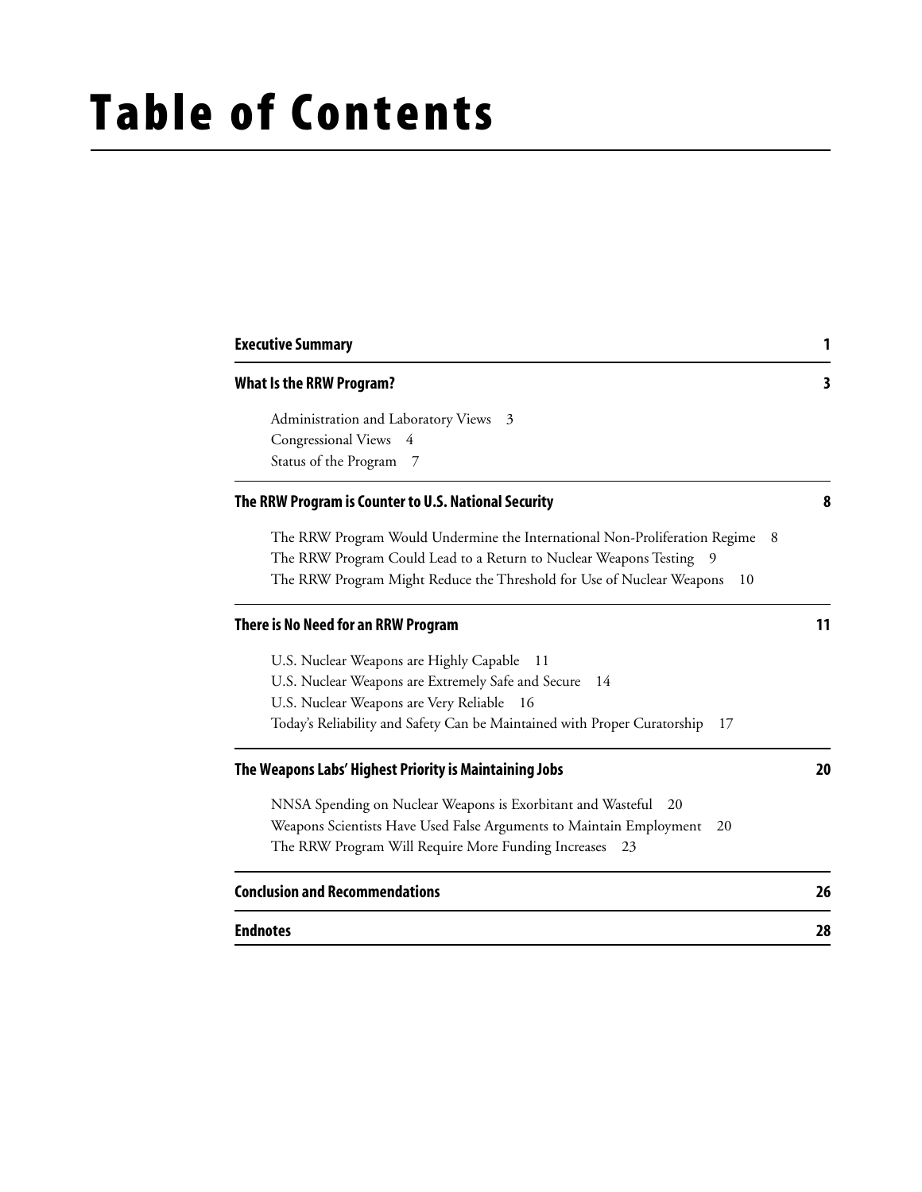# Table of Contents

**Executive Summary** 1

**What Is the RRW Program?** 3

- Administration and Laboratory Views 3
- Congressional Views 4
- Status of the Program 7

**The RRW Program is Counter to U.S. National Security** 8

- The RRW Program Would Undermine the International Non-Proliferation Regime 8
- The RRW Program Could Lead to a Return to Nuclear Weapons Testing 9
- The RRW Program Might Reduce the Threshold for Use of Nuclear Weapons 10

**There is No Need for an RRW Program** 11

- U.S. Nuclear Weapons are Highly Capable 11
- U.S. Nuclear Weapons are Extremely Safe and Secure 14
- U.S. Nuclear Weapons are Very Reliable 16
- Today's Reliability and Safety Can be Maintained with Proper Curatorship 17

**The Weapons Labs' Highest Priority is Maintaining Jobs** 20

- NNSA Spending on Nuclear Weapons is Exorbitant and Wasteful 20
- Weapons Scientists Have Used False Arguments to Maintain Employment 20
- The RRW Program Will Require More Funding Increases 23

**Conclusion and Recommendations** 26

**Endnotes** 28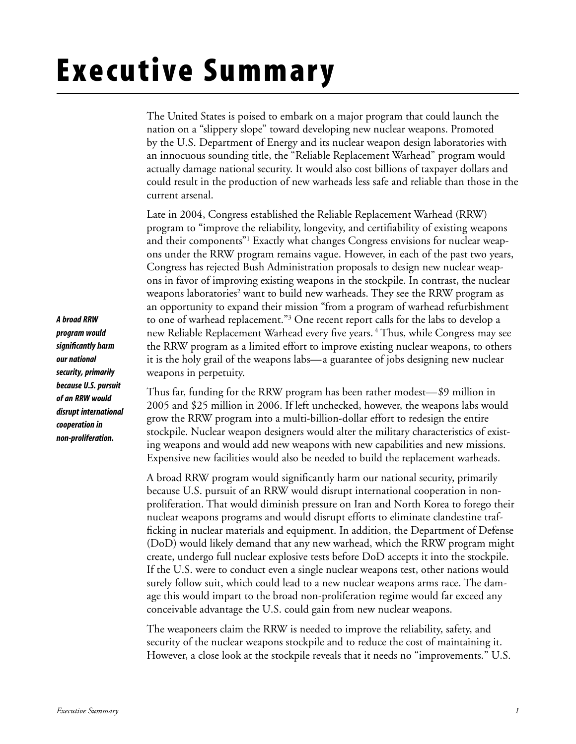# Executive Summary

The United States is poised to embark on a major program that could launch the nation on a "slippery slope" toward developing new nuclear weapons. Promoted by the U.S. Department of Energy and its nuclear weapon design laboratories with an innocuous sounding title, the "Reliable Replacement Warhead" program would actually damage national security. It would also cost billions of taxpayer dollars and could result in the production of new warheads less safe and reliable than those in the current arsenal.

Late in 2004, Congress established the Reliable Replacement Warhead (RRW) program to "improve the reliability, longevity, and certifiability of existing weapons and their components"[1] Exactly what changes Congress envisions for nuclear weapons under the RRW program remains vague. However, in each of the past two years, Congress has rejected Bush Administration proposals to design new nuclear weapons in favor of improving existing weapons in the stockpile. In contrast, the nuclear weapons laboratories[2] want to build new warheads. They see the RRW program as an opportunity to expand their mission "from a program of warhead refurbishment to one of warhead replacement."[3] One recent report calls for the labs to develop a new Reliable Replacement Warhead every five years.[4] Thus, while Congress may see the RRW program as a limited effort to improve existing nuclear weapons, to others it is the holy grail of the weapons labs—a guarantee of jobs designing new nuclear weapons in perpetuity.

***A broad RRW program would significantly harm our national security, primarily because U.S. pursuit of an RRW would disrupt international cooperation in non-proliferation.***

Thus far, funding for the RRW program has been rather modest—$9 million in 2005 and $25 million in 2006. If left unchecked, however, the weapons labs would grow the RRW program into a multi-billion-dollar effort to redesign the entire stockpile. Nuclear weapon designers would alter the military characteristics of existing weapons and would add new weapons with new capabilities and new missions. Expensive new facilities would also be needed to build the replacement warheads.

A broad RRW program would significantly harm our national security, primarily because U.S. pursuit of an RRW would disrupt international cooperation in non-proliferation. That would diminish pressure on Iran and North Korea to forego their nuclear weapons programs and would disrupt efforts to eliminate clandestine trafficking in nuclear materials and equipment. In addition, the Department of Defense (DoD) would likely demand that any new warhead, which the RRW program might create, undergo full nuclear explosive tests before DoD accepts it into the stockpile. If the U.S. were to conduct even a single nuclear weapons test, other nations would surely follow suit, which could lead to a new nuclear weapons arms race. The damage this would impart to the broad non-proliferation regime would far exceed any conceivable advantage the U.S. could gain from new nuclear weapons.

The weaponeers claim the RRW is needed to improve the reliability, safety, and security of the nuclear weapons stockpile and to reduce the cost of maintaining it. However, a close look at the stockpile reveals that it needs no "improvements." U.S.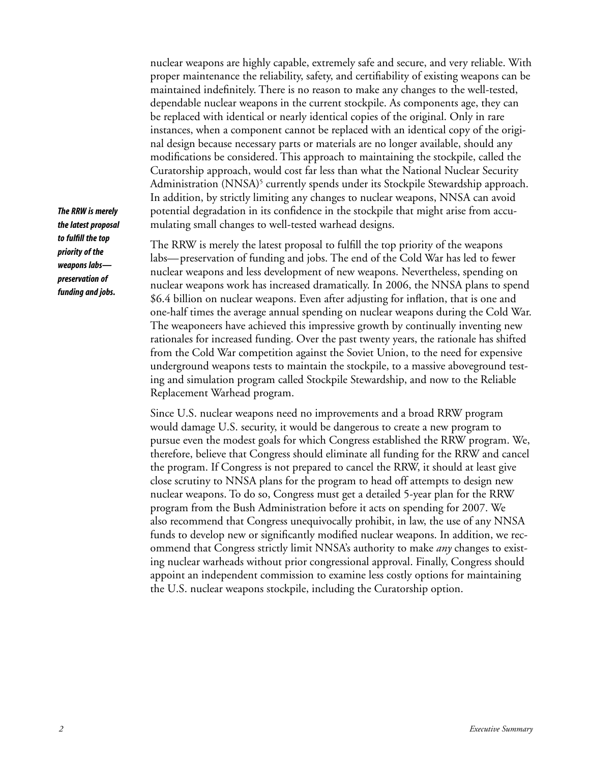nuclear weapons are highly capable, extremely safe and secure, and very reliable. With proper maintenance the reliability, safety, and certifiability of existing weapons can be maintained indefinitely. There is no reason to make any changes to the well-tested, dependable nuclear weapons in the current stockpile. As components age, they can be replaced with identical or nearly identical copies of the original. Only in rare instances, when a component cannot be replaced with an identical copy of the original design because necessary parts or materials are no longer available, should any modifications be considered. This approach to maintaining the stockpile, called the Curatorship approach, would cost far less than what the National Nuclear Security Administration (NNSA)[5] currently spends under its Stockpile Stewardship approach. In addition, by strictly limiting any changes to nuclear weapons, NNSA can avoid potential degradation in its confidence in the stockpile that might arise from accumulating small changes to well-tested warhead designs.

***The RRW is merely the latest proposal to fulfill the top priority of the weapons labs—preservation of funding and jobs.***

The RRW is merely the latest proposal to fulfill the top priority of the weapons labs—preservation of funding and jobs. The end of the Cold War has led to fewer nuclear weapons and less development of new weapons. Nevertheless, spending on nuclear weapons work has increased dramatically. In 2006, the NNSA plans to spend $6.4 billion on nuclear weapons. Even after adjusting for inflation, that is one and one-half times the average annual spending on nuclear weapons during the Cold War. The weaponeers have achieved this impressive growth by continually inventing new rationales for increased funding. Over the past twenty years, the rationale has shifted from the Cold War competition against the Soviet Union, to the need for expensive underground weapons tests to maintain the stockpile, to a massive aboveground testing and simulation program called Stockpile Stewardship, and now to the Reliable Replacement Warhead program.

Since U.S. nuclear weapons need no improvements and a broad RRW program would damage U.S. security, it would be dangerous to create a new program to pursue even the modest goals for which Congress established the RRW program. We, therefore, believe that Congress should eliminate all funding for the RRW and cancel the program. If Congress is not prepared to cancel the RRW, it should at least give close scrutiny to NNSA plans for the program to head off attempts to design new nuclear weapons. To do so, Congress must get a detailed 5-year plan for the RRW program from the Bush Administration before it acts on spending for 2007. We also recommend that Congress unequivocally prohibit, in law, the use of any NNSA funds to develop new or significantly modified nuclear weapons. In addition, we recommend that Congress strictly limit NNSA's authority to make *any* changes to existing nuclear warheads without prior congressional approval. Finally, Congress should appoint an independent commission to examine less costly options for maintaining the U.S. nuclear weapons stockpile, including the Curatorship option.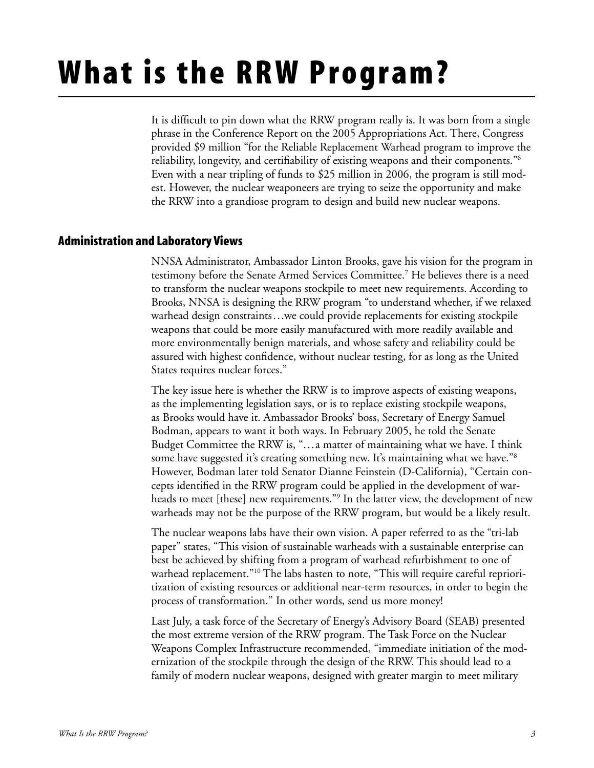# What is the RRW Program?

It is difficult to pin down what the RRW program really is. It was born from a single phrase in the Conference Report on the 2005 Appropriations Act. There, Congress provided $9 million "for the Reliable Replacement Warhead program to improve the reliability, longevity, and certifiability of existing weapons and their components."[6] Even with a near tripling of funds to $25 million in 2006, the program is still modest. However, the nuclear weaponeers are trying to seize the opportunity and make the RRW into a grandiose program to design and build new nuclear weapons.

## Administration and Laboratory Views

NNSA Administrator, Ambassador Linton Brooks, gave his vision for the program in testimony before the Senate Armed Services Committee.[7] He believes there is a need to transform the nuclear weapons stockpile to meet new requirements. According to Brooks, NNSA is designing the RRW program "to understand whether, if we relaxed warhead design constraints…we could provide replacements for existing stockpile weapons that could be more easily manufactured with more readily available and more environmentally benign materials, and whose safety and reliability could be assured with highest confidence, without nuclear testing, for as long as the United States requires nuclear forces."

The key issue here is whether the RRW is to improve aspects of existing weapons, as the implementing legislation says, or is to replace existing stockpile weapons, as Brooks would have it. Ambassador Brooks' boss, Secretary of Energy Samuel Bodman, appears to want it both ways. In February 2005, he told the Senate Budget Committee the RRW is, "…a matter of maintaining what we have. I think some have suggested it's creating something new. It's maintaining what we have."[8] However, Bodman later told Senator Dianne Feinstein (D-California), "Certain concepts identified in the RRW program could be applied in the development of warheads to meet [these] new requirements."[9] In the latter view, the development of new warheads may not be the purpose of the RRW program, but would be a likely result.

The nuclear weapons labs have their own vision. A paper referred to as the "tri-lab paper" states, "This vision of sustainable warheads with a sustainable enterprise can best be achieved by shifting from a program of warhead refurbishment to one of warhead replacement."[10] The labs hasten to note, "This will require careful reprioritization of existing resources or additional near-term resources, in order to begin the process of transformation." In other words, send us more money!

Last July, a task force of the Secretary of Energy's Advisory Board (SEAB) presented the most extreme version of the RRW program. The Task Force on the Nuclear Weapons Complex Infrastructure recommended, "immediate initiation of the modernization of the stockpile through the design of the RRW. This should lead to a family of modern nuclear weapons, designed with greater margin to meet military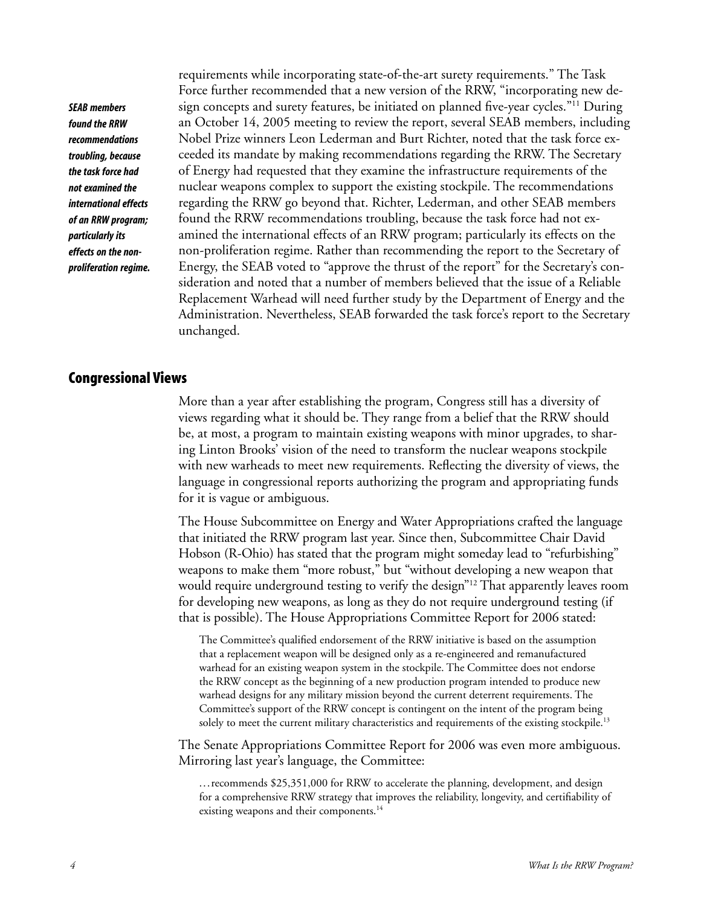*SEAB members found the RRW recommendations troubling, because the task force had not examined the international effects of an RRW program; particularly its effects on the non-proliferation regime.*

requirements while incorporating state-of-the-art surety requirements." The Task Force further recommended that a new version of the RRW, "incorporating new design concepts and surety features, be initiated on planned five-year cycles."[11] During an October 14, 2005 meeting to review the report, several SEAB members, including Nobel Prize winners Leon Lederman and Burt Richter, noted that the task force exceeded its mandate by making recommendations regarding the RRW. The Secretary of Energy had requested that they examine the infrastructure requirements of the nuclear weapons complex to support the existing stockpile. The recommendations regarding the RRW go beyond that. Richter, Lederman, and other SEAB members found the RRW recommendations troubling, because the task force had not examined the international effects of an RRW program; particularly its effects on the non-proliferation regime. Rather than recommending the report to the Secretary of Energy, the SEAB voted to "approve the thrust of the report" for the Secretary's consideration and noted that a number of members believed that the issue of a Reliable Replacement Warhead will need further study by the Department of Energy and the Administration. Nevertheless, SEAB forwarded the task force's report to the Secretary unchanged.

## Congressional Views

More than a year after establishing the program, Congress still has a diversity of views regarding what it should be. They range from a belief that the RRW should be, at most, a program to maintain existing weapons with minor upgrades, to sharing Linton Brooks' vision of the need to transform the nuclear weapons stockpile with new warheads to meet new requirements. Reflecting the diversity of views, the language in congressional reports authorizing the program and appropriating funds for it is vague or ambiguous.

The House Subcommittee on Energy and Water Appropriations crafted the language that initiated the RRW program last year. Since then, Subcommittee Chair David Hobson (R-Ohio) has stated that the program might someday lead to "refurbishing" weapons to make them "more robust," but "without developing a new weapon that would require underground testing to verify the design"[12] That apparently leaves room for developing new weapons, as long as they do not require underground testing (if that is possible). The House Appropriations Committee Report for 2006 stated:

> The Committee's qualified endorsement of the RRW initiative is based on the assumption that a replacement weapon will be designed only as a re-engineered and remanufactured warhead for an existing weapon system in the stockpile. The Committee does not endorse the RRW concept as the beginning of a new production program intended to produce new warhead designs for any military mission beyond the current deterrent requirements. The Committee's support of the RRW concept is contingent on the intent of the program being solely to meet the current military characteristics and requirements of the existing stockpile.[13]

The Senate Appropriations Committee Report for 2006 was even more ambiguous. Mirroring last year's language, the Committee:

> …recommends $25,351,000 for RRW to accelerate the planning, development, and design for a comprehensive RRW strategy that improves the reliability, longevity, and certifiability of existing weapons and their components.[14]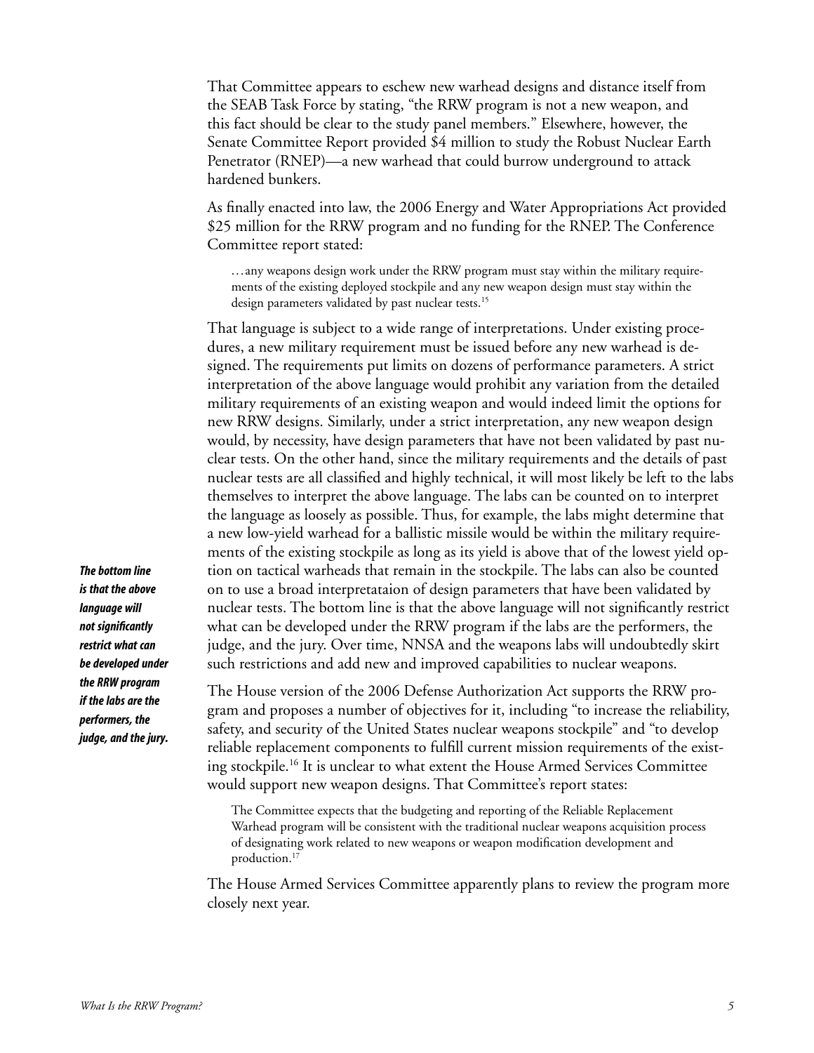That Committee appears to eschew new warhead designs and distance itself from the SEAB Task Force by stating, "the RRW program is not a new weapon, and this fact should be clear to the study panel members." Elsewhere, however, the Senate Committee Report provided $4 million to study the Robust Nuclear Earth Penetrator (RNEP)—a new warhead that could burrow underground to attack hardened bunkers.

As finally enacted into law, the 2006 Energy and Water Appropriations Act provided $25 million for the RRW program and no funding for the RNEP. The Conference Committee report stated:

> …any weapons design work under the RRW program must stay within the military requirements of the existing deployed stockpile and any new weapon design must stay within the design parameters validated by past nuclear tests.[15]

That language is subject to a wide range of interpretations. Under existing procedures, a new military requirement must be issued before any new warhead is designed. The requirements put limits on dozens of performance parameters. A strict interpretation of the above language would prohibit any variation from the detailed military requirements of an existing weapon and would indeed limit the options for new RRW designs. Similarly, under a strict interpretation, any new weapon design would, by necessity, have design parameters that have not been validated by past nuclear tests. On the other hand, since the military requirements and the details of past nuclear tests are all classified and highly technical, it will most likely be left to the labs themselves to interpret the above language. The labs can be counted on to interpret the language as loosely as possible. Thus, for example, the labs might determine that a new low-yield warhead for a ballistic missile would be within the military requirements of the existing stockpile as long as its yield is above that of the lowest yield option on tactical warheads that remain in the stockpile. The labs can also be counted on to use a broad interpretataion of design parameters that have been validated by nuclear tests. The bottom line is that the above language will not significantly restrict what can be developed under the RRW program if the labs are the performers, the judge, and the jury. Over time, NNSA and the weapons labs will undoubtedly skirt such restrictions and add new and improved capabilities to nuclear weapons.

***The bottom line is that the above language will not significantly restrict what can be developed under the RRW program if the labs are the performers, the judge, and the jury.***

The House version of the 2006 Defense Authorization Act supports the RRW program and proposes a number of objectives for it, including "to increase the reliability, safety, and security of the United States nuclear weapons stockpile" and "to develop reliable replacement components to fulfill current mission requirements of the existing stockpile.[16] It is unclear to what extent the House Armed Services Committee would support new weapon designs. That Committee's report states:

> The Committee expects that the budgeting and reporting of the Reliable Replacement Warhead program will be consistent with the traditional nuclear weapons acquisition process of designating work related to new weapons or weapon modification development and production.[17]

The House Armed Services Committee apparently plans to review the program more closely next year.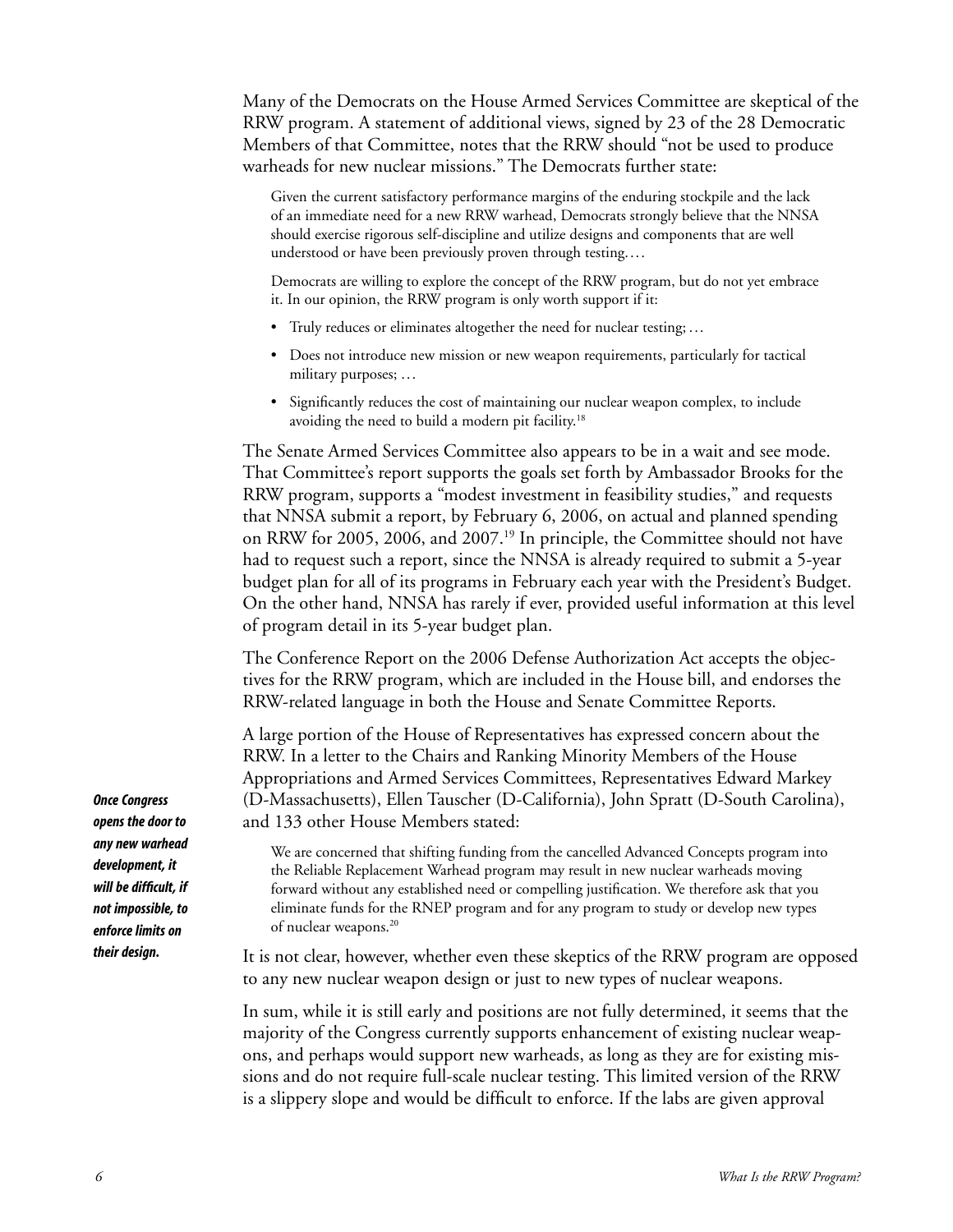Many of the Democrats on the House Armed Services Committee are skeptical of the RRW program. A statement of additional views, signed by 23 of the 28 Democratic Members of that Committee, notes that the RRW should "not be used to produce warheads for new nuclear missions." The Democrats further state:

> Given the current satisfactory performance margins of the enduring stockpile and the lack of an immediate need for a new RRW warhead, Democrats strongly believe that the NNSA should exercise rigorous self-discipline and utilize designs and components that are well understood or have been previously proven through testing. . . .
>
> Democrats are willing to explore the concept of the RRW program, but do not yet embrace it. In our opinion, the RRW program is only worth support if it:
>
> - Truly reduces or eliminates altogether the need for nuclear testing; . . .
> - Does not introduce new mission or new weapon requirements, particularly for tactical military purposes; . . .
> - Significantly reduces the cost of maintaining our nuclear weapon complex, to include avoiding the need to build a modern pit facility.[18]

The Senate Armed Services Committee also appears to be in a wait and see mode. That Committee's report supports the goals set forth by Ambassador Brooks for the RRW program, supports a "modest investment in feasibility studies," and requests that NNSA submit a report, by February 6, 2006, on actual and planned spending on RRW for 2005, 2006, and 2007.[19] In principle, the Committee should not have had to request such a report, since the NNSA is already required to submit a 5-year budget plan for all of its programs in February each year with the President's Budget. On the other hand, NNSA has rarely if ever, provided useful information at this level of program detail in its 5-year budget plan.

The Conference Report on the 2006 Defense Authorization Act accepts the objectives for the RRW program, which are included in the House bill, and endorses the RRW-related language in both the House and Senate Committee Reports.

A large portion of the House of Representatives has expressed concern about the RRW. In a letter to the Chairs and Ranking Minority Members of the House Appropriations and Armed Services Committees, Representatives Edward Markey (D-Massachusetts), Ellen Tauscher (D-California), John Spratt (D-South Carolina), and 133 other House Members stated:

***Once Congress opens the door to any new warhead development, it will be difficult, if not impossible, to enforce limits on their design.***

> We are concerned that shifting funding from the cancelled Advanced Concepts program into the Reliable Replacement Warhead program may result in new nuclear warheads moving forward without any established need or compelling justification. We therefore ask that you eliminate funds for the RNEP program and for any program to study or develop new types of nuclear weapons.[20]

It is not clear, however, whether even these skeptics of the RRW program are opposed to any new nuclear weapon design or just to new types of nuclear weapons.

In sum, while it is still early and positions are not fully determined, it seems that the majority of the Congress currently supports enhancement of existing nuclear weapons, and perhaps would support new warheads, as long as they are for existing missions and do not require full-scale nuclear testing. This limited version of the RRW is a slippery slope and would be difficult to enforce. If the labs are given approval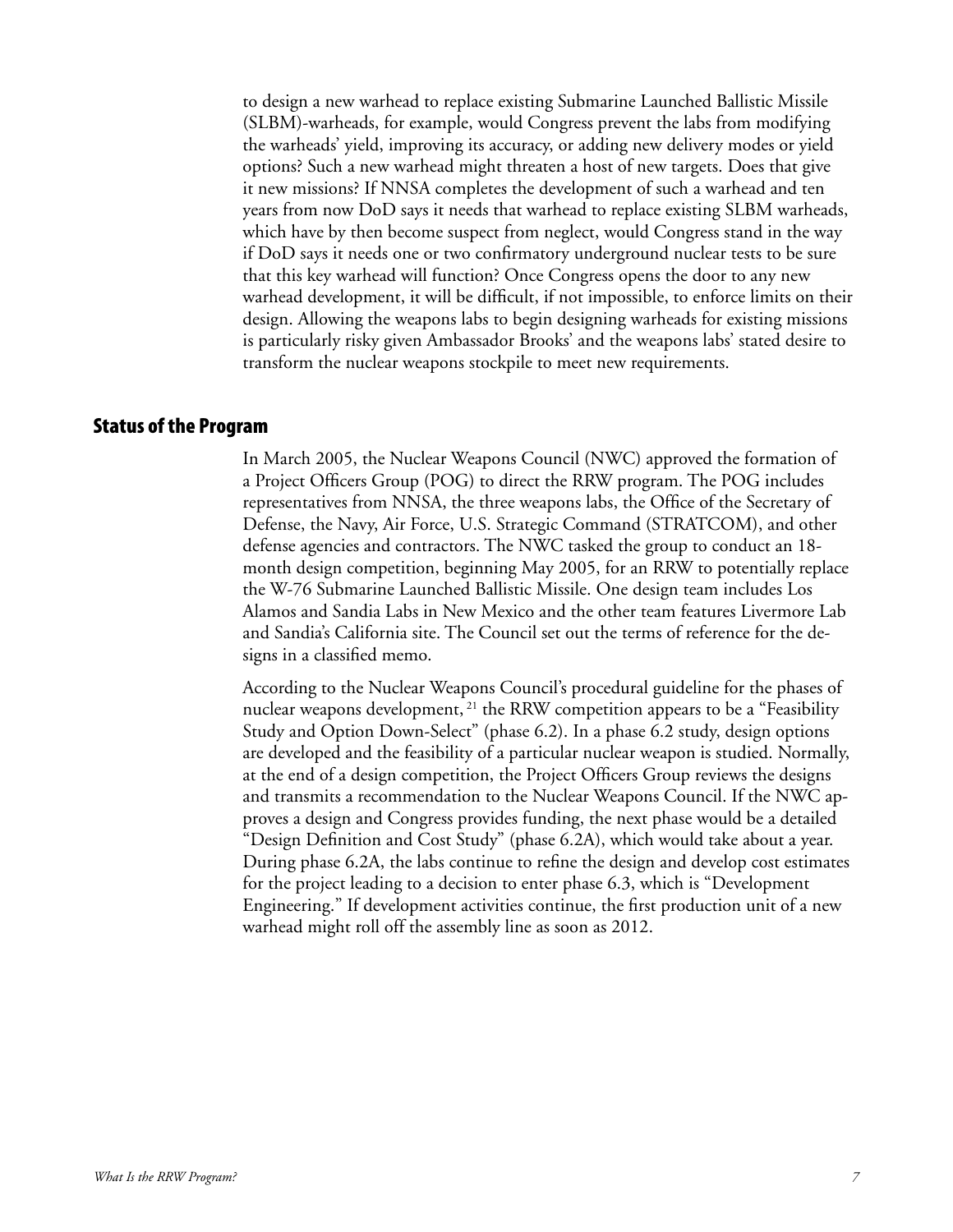to design a new warhead to replace existing Submarine Launched Ballistic Missile (SLBM)-warheads, for example, would Congress prevent the labs from modifying the warheads' yield, improving its accuracy, or adding new delivery modes or yield options? Such a new warhead might threaten a host of new targets. Does that give it new missions? If NNSA completes the development of such a warhead and ten years from now DoD says it needs that warhead to replace existing SLBM warheads, which have by then become suspect from neglect, would Congress stand in the way if DoD says it needs one or two confirmatory underground nuclear tests to be sure that this key warhead will function? Once Congress opens the door to any new warhead development, it will be difficult, if not impossible, to enforce limits on their design. Allowing the weapons labs to begin designing warheads for existing missions is particularly risky given Ambassador Brooks' and the weapons labs' stated desire to transform the nuclear weapons stockpile to meet new requirements.

## Status of the Program

In March 2005, the Nuclear Weapons Council (NWC) approved the formation of a Project Officers Group (POG) to direct the RRW program. The POG includes representatives from NNSA, the three weapons labs, the Office of the Secretary of Defense, the Navy, Air Force, U.S. Strategic Command (STRATCOM), and other defense agencies and contractors. The NWC tasked the group to conduct an 18-month design competition, beginning May 2005, for an RRW to potentially replace the W-76 Submarine Launched Ballistic Missile. One design team includes Los Alamos and Sandia Labs in New Mexico and the other team features Livermore Lab and Sandia's California site. The Council set out the terms of reference for the designs in a classified memo.

According to the Nuclear Weapons Council's procedural guideline for the phases of nuclear weapons development, [21] the RRW competition appears to be a "Feasibility Study and Option Down-Select" (phase 6.2). In a phase 6.2 study, design options are developed and the feasibility of a particular nuclear weapon is studied. Normally, at the end of a design competition, the Project Officers Group reviews the designs and transmits a recommendation to the Nuclear Weapons Council. If the NWC approves a design and Congress provides funding, the next phase would be a detailed "Design Definition and Cost Study" (phase 6.2A), which would take about a year. During phase 6.2A, the labs continue to refine the design and develop cost estimates for the project leading to a decision to enter phase 6.3, which is "Development Engineering." If development activities continue, the first production unit of a new warhead might roll off the assembly line as soon as 2012.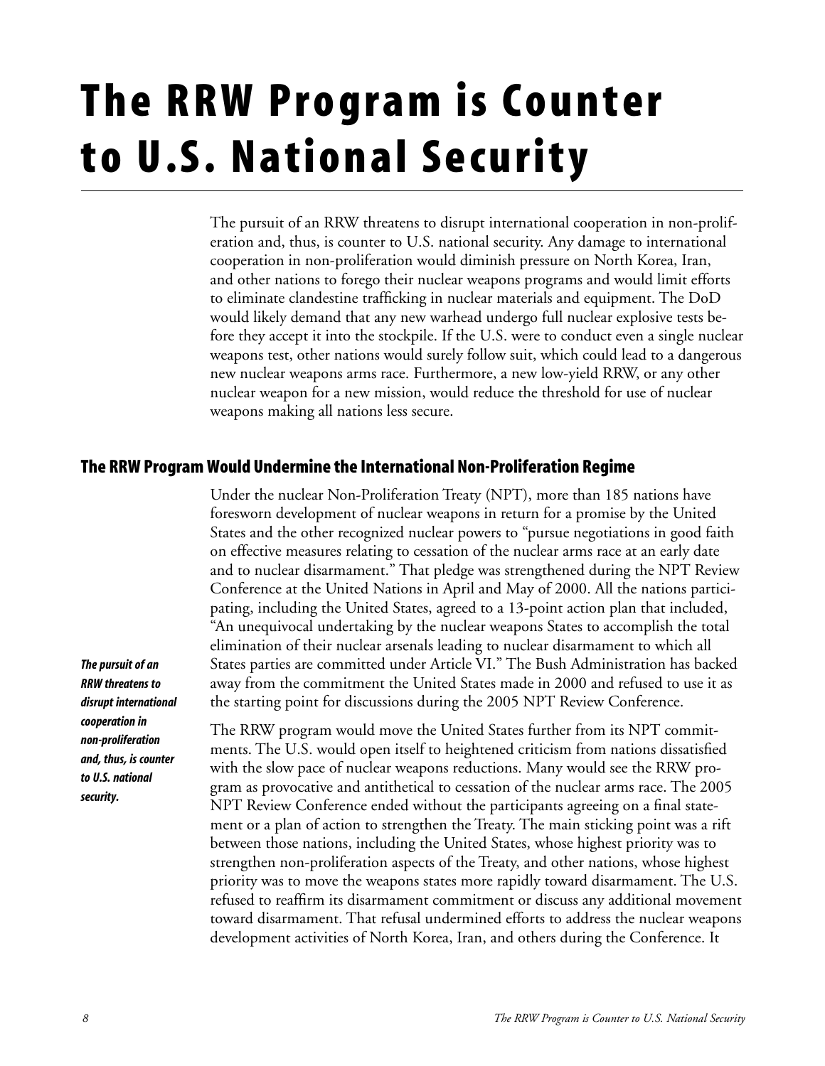# The RRW Program is Counter to U.S. National Security

The pursuit of an RRW threatens to disrupt international cooperation in non-proliferation and, thus, is counter to U.S. national security. Any damage to international cooperation in non-proliferation would diminish pressure on North Korea, Iran, and other nations to forego their nuclear weapons programs and would limit efforts to eliminate clandestine trafficking in nuclear materials and equipment. The DoD would likely demand that any new warhead undergo full nuclear explosive tests before they accept it into the stockpile. If the U.S. were to conduct even a single nuclear weapons test, other nations would surely follow suit, which could lead to a dangerous new nuclear weapons arms race. Furthermore, a new low-yield RRW, or any other nuclear weapon for a new mission, would reduce the threshold for use of nuclear weapons making all nations less secure.

## The RRW Program Would Undermine the International Non-Proliferation Regime

Under the nuclear Non-Proliferation Treaty (NPT), more than 185 nations have foresworn development of nuclear weapons in return for a promise by the United States and the other recognized nuclear powers to "pursue negotiations in good faith on effective measures relating to cessation of the nuclear arms race at an early date and to nuclear disarmament." That pledge was strengthened during the NPT Review Conference at the United Nations in April and May of 2000. All the nations participating, including the United States, agreed to a 13-point action plan that included, "An unequivocal undertaking by the nuclear weapons States to accomplish the total elimination of their nuclear arsenals leading to nuclear disarmament to which all States parties are committed under Article VI." The Bush Administration has backed away from the commitment the United States made in 2000 and refused to use it as the starting point for discussions during the 2005 NPT Review Conference.

***The pursuit of an RRW threatens to disrupt international cooperation in non-proliferation and, thus, is counter to U.S. national security.***

The RRW program would move the United States further from its NPT commitments. The U.S. would open itself to heightened criticism from nations dissatisfied with the slow pace of nuclear weapons reductions. Many would see the RRW program as provocative and antithetical to cessation of the nuclear arms race. The 2005 NPT Review Conference ended without the participants agreeing on a final statement or a plan of action to strengthen the Treaty. The main sticking point was a rift between those nations, including the United States, whose highest priority was to strengthen non-proliferation aspects of the Treaty, and other nations, whose highest priority was to move the weapons states more rapidly toward disarmament. The U.S. refused to reaffirm its disarmament commitment or discuss any additional movement toward disarmament. That refusal undermined efforts to address the nuclear weapons development activities of North Korea, Iran, and others during the Conference. It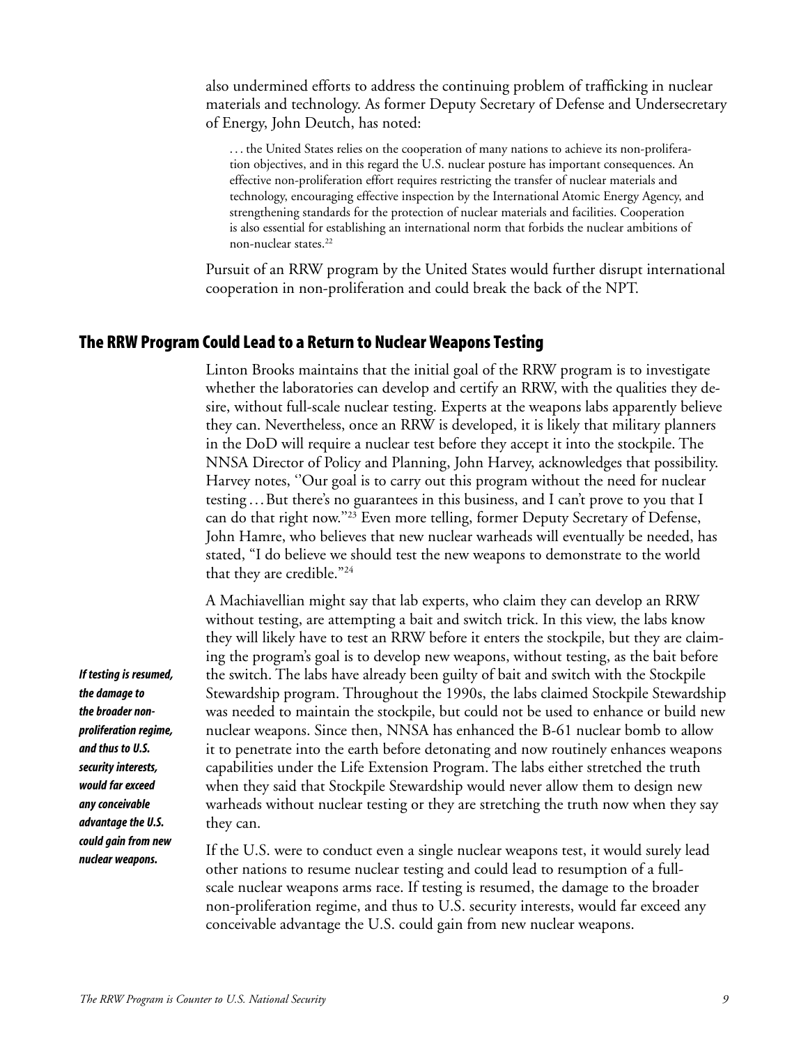also undermined efforts to address the continuing problem of trafficking in nuclear materials and technology. As former Deputy Secretary of Defense and Undersecretary of Energy, John Deutch, has noted:

> . . . the United States relies on the cooperation of many nations to achieve its non-proliferation objectives, and in this regard the U.S. nuclear posture has important consequences. An effective non-proliferation effort requires restricting the transfer of nuclear materials and technology, encouraging effective inspection by the International Atomic Energy Agency, and strengthening standards for the protection of nuclear materials and facilities. Cooperation is also essential for establishing an international norm that forbids the nuclear ambitions of non-nuclear states.[22]

Pursuit of an RRW program by the United States would further disrupt international cooperation in non-proliferation and could break the back of the NPT.

## The RRW Program Could Lead to a Return to Nuclear Weapons Testing

Linton Brooks maintains that the initial goal of the RRW program is to investigate whether the laboratories can develop and certify an RRW, with the qualities they desire, without full-scale nuclear testing. Experts at the weapons labs apparently believe they can. Nevertheless, once an RRW is developed, it is likely that military planners in the DoD will require a nuclear test before they accept it into the stockpile. The NNSA Director of Policy and Planning, John Harvey, acknowledges that possibility. Harvey notes, "Our goal is to carry out this program without the need for nuclear testing . . . But there's no guarantees in this business, and I can't prove to you that I can do that right now."[23] Even more telling, former Deputy Secretary of Defense, John Hamre, who believes that new nuclear warheads will eventually be needed, has stated, "I do believe we should test the new weapons to demonstrate to the world that they are credible."[24]

A Machiavellian might say that lab experts, who claim they can develop an RRW without testing, are attempting a bait and switch trick. In this view, the labs know they will likely have to test an RRW before it enters the stockpile, but they are claiming the program's goal is to develop new weapons, without testing, as the bait before the switch. The labs have already been guilty of bait and switch with the Stockpile Stewardship program. Throughout the 1990s, the labs claimed Stockpile Stewardship was needed to maintain the stockpile, but could not be used to enhance or build new nuclear weapons. Since then, NNSA has enhanced the B-61 nuclear bomb to allow it to penetrate into the earth before detonating and now routinely enhances weapons capabilities under the Life Extension Program. The labs either stretched the truth when they said that Stockpile Stewardship would never allow them to design new warheads without nuclear testing or they are stretching the truth now when they say they can.

***If testing is resumed, the damage to the broader non-proliferation regime, and thus to U.S. security interests, would far exceed any conceivable advantage the U.S. could gain from new nuclear weapons.***

If the U.S. were to conduct even a single nuclear weapons test, it would surely lead other nations to resume nuclear testing and could lead to resumption of a full-scale nuclear weapons arms race. If testing is resumed, the damage to the broader non-proliferation regime, and thus to U.S. security interests, would far exceed any conceivable advantage the U.S. could gain from new nuclear weapons.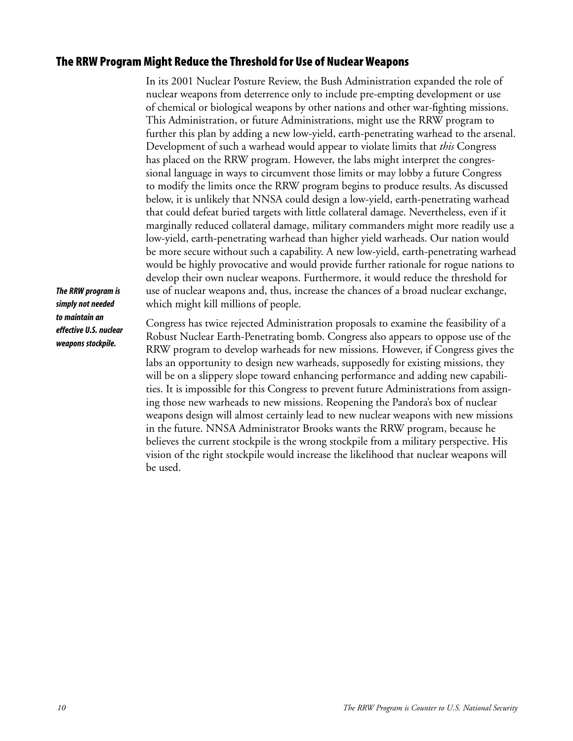## The RRW Program Might Reduce the Threshold for Use of Nuclear Weapons

In its 2001 Nuclear Posture Review, the Bush Administration expanded the role of nuclear weapons from deterrence only to include pre-empting development or use of chemical or biological weapons by other nations and other war-fighting missions. This Administration, or future Administrations, might use the RRW program to further this plan by adding a new low-yield, earth-penetrating warhead to the arsenal. Development of such a warhead would appear to violate limits that *this* Congress has placed on the RRW program. However, the labs might interpret the congressional language in ways to circumvent those limits or may lobby a future Congress to modify the limits once the RRW program begins to produce results. As discussed below, it is unlikely that NNSA could design a low-yield, earth-penetrating warhead that could defeat buried targets with little collateral damage. Nevertheless, even if it marginally reduced collateral damage, military commanders might more readily use a low-yield, earth-penetrating warhead than higher yield warheads. Our nation would be more secure without such a capability. A new low-yield, earth-penetrating warhead would be highly provocative and would provide further rationale for rogue nations to develop their own nuclear weapons. Furthermore, it would reduce the threshold for use of nuclear weapons and, thus, increase the chances of a broad nuclear exchange, which might kill millions of people.

***The RRW program is simply not needed to maintain an effective U.S. nuclear weapons stockpile.***

Congress has twice rejected Administration proposals to examine the feasibility of a Robust Nuclear Earth-Penetrating bomb. Congress also appears to oppose use of the RRW program to develop warheads for new missions. However, if Congress gives the labs an opportunity to design new warheads, supposedly for existing missions, they will be on a slippery slope toward enhancing performance and adding new capabilities. It is impossible for this Congress to prevent future Administrations from assigning those new warheads to new missions. Reopening the Pandora's box of nuclear weapons design will almost certainly lead to new nuclear weapons with new missions in the future. NNSA Administrator Brooks wants the RRW program, because he believes the current stockpile is the wrong stockpile from a military perspective. His vision of the right stockpile would increase the likelihood that nuclear weapons will be used.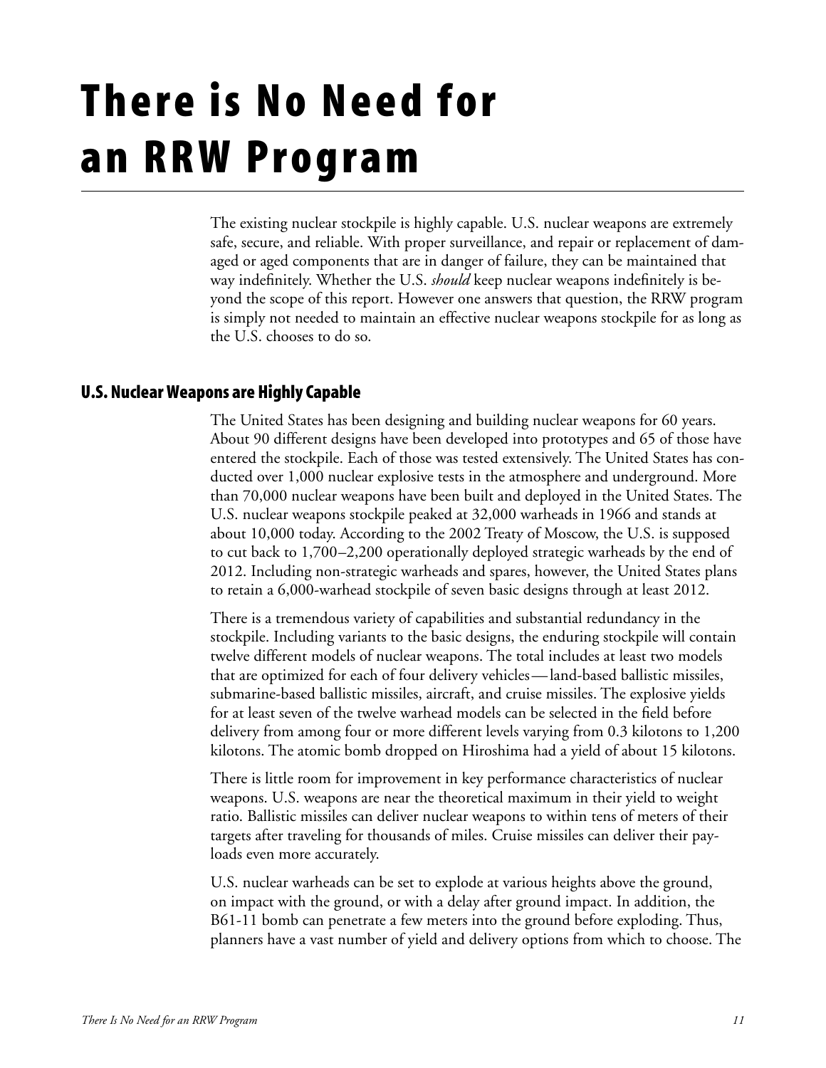# There is No Need for an RRW Program

The existing nuclear stockpile is highly capable. U.S. nuclear weapons are extremely safe, secure, and reliable. With proper surveillance, and repair or replacement of damaged or aged components that are in danger of failure, they can be maintained that way indefinitely. Whether the U.S. *should* keep nuclear weapons indefinitely is beyond the scope of this report. However one answers that question, the RRW program is simply not needed to maintain an effective nuclear weapons stockpile for as long as the U.S. chooses to do so.

## U.S. Nuclear Weapons are Highly Capable

The United States has been designing and building nuclear weapons for 60 years. About 90 different designs have been developed into prototypes and 65 of those have entered the stockpile. Each of those was tested extensively. The United States has conducted over 1,000 nuclear explosive tests in the atmosphere and underground. More than 70,000 nuclear weapons have been built and deployed in the United States. The U.S. nuclear weapons stockpile peaked at 32,000 warheads in 1966 and stands at about 10,000 today. According to the 2002 Treaty of Moscow, the U.S. is supposed to cut back to 1,700–2,200 operationally deployed strategic warheads by the end of 2012. Including non-strategic warheads and spares, however, the United States plans to retain a 6,000-warhead stockpile of seven basic designs through at least 2012.

There is a tremendous variety of capabilities and substantial redundancy in the stockpile. Including variants to the basic designs, the enduring stockpile will contain twelve different models of nuclear weapons. The total includes at least two models that are optimized for each of four delivery vehicles—land-based ballistic missiles, submarine-based ballistic missiles, aircraft, and cruise missiles. The explosive yields for at least seven of the twelve warhead models can be selected in the field before delivery from among four or more different levels varying from 0.3 kilotons to 1,200 kilotons. The atomic bomb dropped on Hiroshima had a yield of about 15 kilotons.

There is little room for improvement in key performance characteristics of nuclear weapons. U.S. weapons are near the theoretical maximum in their yield to weight ratio. Ballistic missiles can deliver nuclear weapons to within tens of meters of their targets after traveling for thousands of miles. Cruise missiles can deliver their payloads even more accurately.

U.S. nuclear warheads can be set to explode at various heights above the ground, on impact with the ground, or with a delay after ground impact. In addition, the B61-11 bomb can penetrate a few meters into the ground before exploding. Thus, planners have a vast number of yield and delivery options from which to choose. The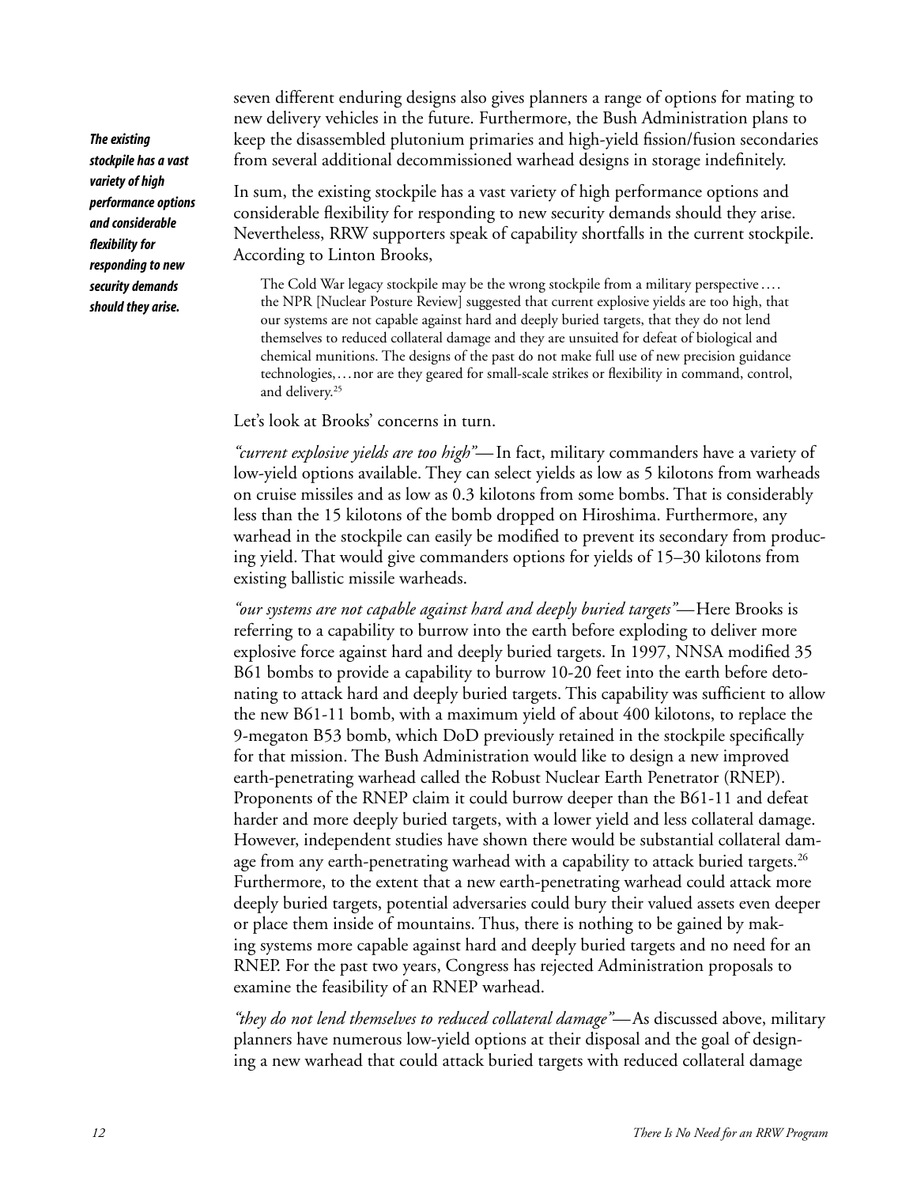seven different enduring designs also gives planners a range of options for mating to new delivery vehicles in the future. Furthermore, the Bush Administration plans to keep the disassembled plutonium primaries and high-yield fission/fusion secondaries from several additional decommissioned warhead designs in storage indefinitely.

***The existing stockpile has a vast variety of high performance options and considerable flexibility for responding to new security demands should they arise.***

In sum, the existing stockpile has a vast variety of high performance options and considerable flexibility for responding to new security demands should they arise. Nevertheless, RRW supporters speak of capability shortfalls in the current stockpile. According to Linton Brooks,

> The Cold War legacy stockpile may be the wrong stockpile from a military perspective . . . . the NPR [Nuclear Posture Review] suggested that current explosive yields are too high, that our systems are not capable against hard and deeply buried targets, that they do not lend themselves to reduced collateral damage and they are unsuited for defeat of biological and chemical munitions. The designs of the past do not make full use of new precision guidance technologies, . . . nor are they geared for small-scale strikes or flexibility in command, control, and delivery.[25]

Let's look at Brooks' concerns in turn.

*"current explosive yields are too high"*—In fact, military commanders have a variety of low-yield options available. They can select yields as low as 5 kilotons from warheads on cruise missiles and as low as 0.3 kilotons from some bombs. That is considerably less than the 15 kilotons of the bomb dropped on Hiroshima. Furthermore, any warhead in the stockpile can easily be modified to prevent its secondary from producing yield. That would give commanders options for yields of 15–30 kilotons from existing ballistic missile warheads.

*"our systems are not capable against hard and deeply buried targets"*—Here Brooks is referring to a capability to burrow into the earth before exploding to deliver more explosive force against hard and deeply buried targets. In 1997, NNSA modified 35 B61 bombs to provide a capability to burrow 10-20 feet into the earth before detonating to attack hard and deeply buried targets. This capability was sufficient to allow the new B61-11 bomb, with a maximum yield of about 400 kilotons, to replace the 9-megaton B53 bomb, which DoD previously retained in the stockpile specifically for that mission. The Bush Administration would like to design a new improved earth-penetrating warhead called the Robust Nuclear Earth Penetrator (RNEP). Proponents of the RNEP claim it could burrow deeper than the B61-11 and defeat harder and more deeply buried targets, with a lower yield and less collateral damage. However, independent studies have shown there would be substantial collateral damage from any earth-penetrating warhead with a capability to attack buried targets.[26] Furthermore, to the extent that a new earth-penetrating warhead could attack more deeply buried targets, potential adversaries could bury their valued assets even deeper or place them inside of mountains. Thus, there is nothing to be gained by making systems more capable against hard and deeply buried targets and no need for an RNEP. For the past two years, Congress has rejected Administration proposals to examine the feasibility of an RNEP warhead.

*"they do not lend themselves to reduced collateral damage"*—As discussed above, military planners have numerous low-yield options at their disposal and the goal of designing a new warhead that could attack buried targets with reduced collateral damage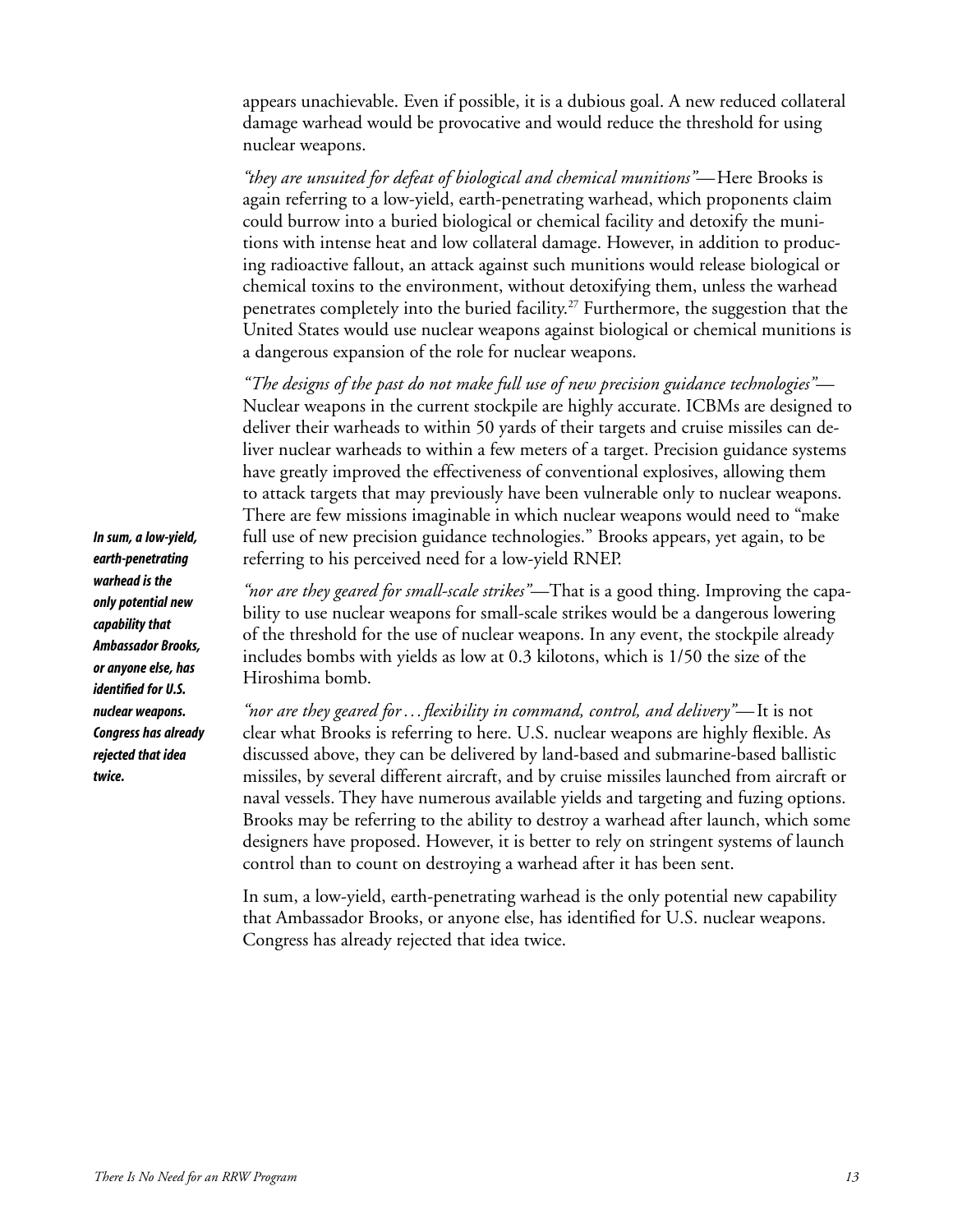appears unachievable. Even if possible, it is a dubious goal. A new reduced collateral damage warhead would be provocative and would reduce the threshold for using nuclear weapons.

*"they are unsuited for defeat of biological and chemical munitions"*—Here Brooks is again referring to a low-yield, earth-penetrating warhead, which proponents claim could burrow into a buried biological or chemical facility and detoxify the munitions with intense heat and low collateral damage. However, in addition to producing radioactive fallout, an attack against such munitions would release biological or chemical toxins to the environment, without detoxifying them, unless the warhead penetrates completely into the buried facility.[27] Furthermore, the suggestion that the United States would use nuclear weapons against biological or chemical munitions is a dangerous expansion of the role for nuclear weapons.

*"The designs of the past do not make full use of new precision guidance technologies"*—Nuclear weapons in the current stockpile are highly accurate. ICBMs are designed to deliver their warheads to within 50 yards of their targets and cruise missiles can deliver nuclear warheads to within a few meters of a target. Precision guidance systems have greatly improved the effectiveness of conventional explosives, allowing them to attack targets that may previously have been vulnerable only to nuclear weapons. There are few missions imaginable in which nuclear weapons would need to "make full use of new precision guidance technologies." Brooks appears, yet again, to be referring to his perceived need for a low-yield RNEP.

***In sum, a low-yield, earth-penetrating warhead is the only potential new capability that Ambassador Brooks, or anyone else, has identified for U.S. nuclear weapons. Congress has already rejected that idea twice.***

*"nor are they geared for small-scale strikes"*—That is a good thing. Improving the capability to use nuclear weapons for small-scale strikes would be a dangerous lowering of the threshold for the use of nuclear weapons. In any event, the stockpile already includes bombs with yields as low at 0.3 kilotons, which is 1/50 the size of the Hiroshima bomb.

*"nor are they geared for … flexibility in command, control, and delivery"*—It is not clear what Brooks is referring to here. U.S. nuclear weapons are highly flexible. As discussed above, they can be delivered by land-based and submarine-based ballistic missiles, by several different aircraft, and by cruise missiles launched from aircraft or naval vessels. They have numerous available yields and targeting and fuzing options. Brooks may be referring to the ability to destroy a warhead after launch, which some designers have proposed. However, it is better to rely on stringent systems of launch control than to count on destroying a warhead after it has been sent.

In sum, a low-yield, earth-penetrating warhead is the only potential new capability that Ambassador Brooks, or anyone else, has identified for U.S. nuclear weapons. Congress has already rejected that idea twice.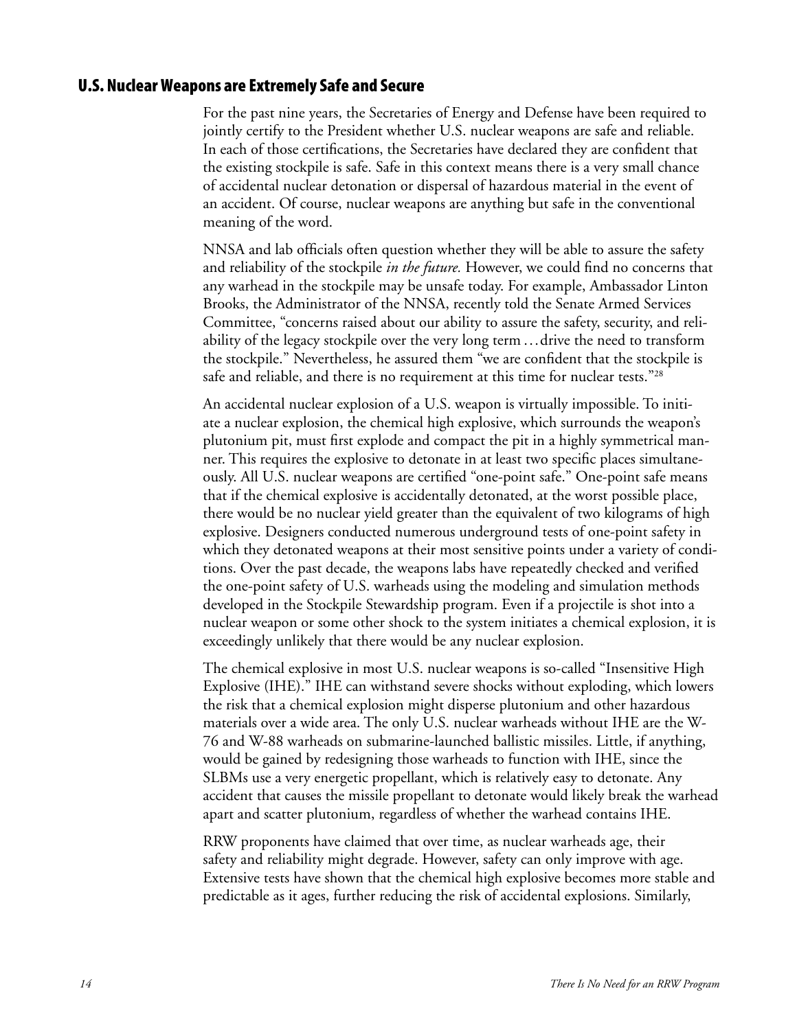## U.S. Nuclear Weapons are Extremely Safe and Secure

For the past nine years, the Secretaries of Energy and Defense have been required to jointly certify to the President whether U.S. nuclear weapons are safe and reliable. In each of those certifications, the Secretaries have declared they are confident that the existing stockpile is safe. Safe in this context means there is a very small chance of accidental nuclear detonation or dispersal of hazardous material in the event of an accident. Of course, nuclear weapons are anything but safe in the conventional meaning of the word.

NNSA and lab officials often question whether they will be able to assure the safety and reliability of the stockpile *in the future.* However, we could find no concerns that any warhead in the stockpile may be unsafe today. For example, Ambassador Linton Brooks, the Administrator of the NNSA, recently told the Senate Armed Services Committee, "concerns raised about our ability to assure the safety, security, and reliability of the legacy stockpile over the very long term …drive the need to transform the stockpile." Nevertheless, he assured them "we are confident that the stockpile is safe and reliable, and there is no requirement at this time for nuclear tests."[28]

An accidental nuclear explosion of a U.S. weapon is virtually impossible. To initiate a nuclear explosion, the chemical high explosive, which surrounds the weapon's plutonium pit, must first explode and compact the pit in a highly symmetrical manner. This requires the explosive to detonate in at least two specific places simultaneously. All U.S. nuclear weapons are certified "one-point safe." One-point safe means that if the chemical explosive is accidentally detonated, at the worst possible place, there would be no nuclear yield greater than the equivalent of two kilograms of high explosive. Designers conducted numerous underground tests of one-point safety in which they detonated weapons at their most sensitive points under a variety of conditions. Over the past decade, the weapons labs have repeatedly checked and verified the one-point safety of U.S. warheads using the modeling and simulation methods developed in the Stockpile Stewardship program. Even if a projectile is shot into a nuclear weapon or some other shock to the system initiates a chemical explosion, it is exceedingly unlikely that there would be any nuclear explosion.

The chemical explosive in most U.S. nuclear weapons is so-called "Insensitive High Explosive (IHE)." IHE can withstand severe shocks without exploding, which lowers the risk that a chemical explosion might disperse plutonium and other hazardous materials over a wide area. The only U.S. nuclear warheads without IHE are the W-76 and W-88 warheads on submarine-launched ballistic missiles. Little, if anything, would be gained by redesigning those warheads to function with IHE, since the SLBMs use a very energetic propellant, which is relatively easy to detonate. Any accident that causes the missile propellant to detonate would likely break the warhead apart and scatter plutonium, regardless of whether the warhead contains IHE.

RRW proponents have claimed that over time, as nuclear warheads age, their safety and reliability might degrade. However, safety can only improve with age. Extensive tests have shown that the chemical high explosive becomes more stable and predictable as it ages, further reducing the risk of accidental explosions. Similarly,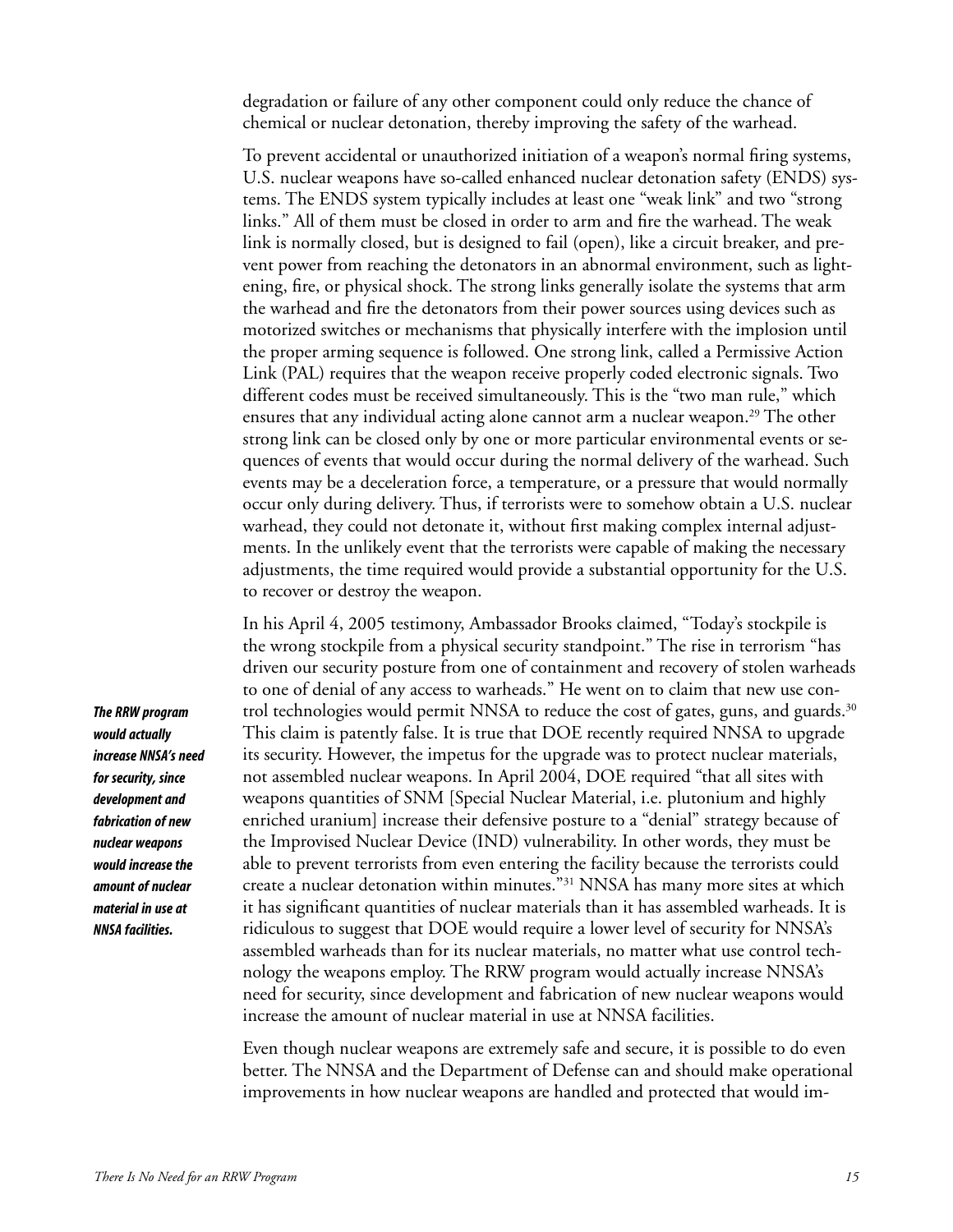degradation or failure of any other component could only reduce the chance of chemical or nuclear detonation, thereby improving the safety of the warhead.

To prevent accidental or unauthorized initiation of a weapon's normal firing systems, U.S. nuclear weapons have so-called enhanced nuclear detonation safety (ENDS) systems. The ENDS system typically includes at least one "weak link" and two "strong links." All of them must be closed in order to arm and fire the warhead. The weak link is normally closed, but is designed to fail (open), like a circuit breaker, and prevent power from reaching the detonators in an abnormal environment, such as lightening, fire, or physical shock. The strong links generally isolate the systems that arm the warhead and fire the detonators from their power sources using devices such as motorized switches or mechanisms that physically interfere with the implosion until the proper arming sequence is followed. One strong link, called a Permissive Action Link (PAL) requires that the weapon receive properly coded electronic signals. Two different codes must be received simultaneously. This is the "two man rule," which ensures that any individual acting alone cannot arm a nuclear weapon.[29] The other strong link can be closed only by one or more particular environmental events or sequences of events that would occur during the normal delivery of the warhead. Such events may be a deceleration force, a temperature, or a pressure that would normally occur only during delivery. Thus, if terrorists were to somehow obtain a U.S. nuclear warhead, they could not detonate it, without first making complex internal adjustments. In the unlikely event that the terrorists were capable of making the necessary adjustments, the time required would provide a substantial opportunity for the U.S. to recover or destroy the weapon.

***The RRW program would actually increase NNSA's need for security, since development and fabrication of new nuclear weapons would increase the amount of nuclear material in use at NNSA facilities.***

In his April 4, 2005 testimony, Ambassador Brooks claimed, "Today's stockpile is the wrong stockpile from a physical security standpoint." The rise in terrorism "has driven our security posture from one of containment and recovery of stolen warheads to one of denial of any access to warheads." He went on to claim that new use control technologies would permit NNSA to reduce the cost of gates, guns, and guards.[30] This claim is patently false. It is true that DOE recently required NNSA to upgrade its security. However, the impetus for the upgrade was to protect nuclear materials, not assembled nuclear weapons. In April 2004, DOE required "that all sites with weapons quantities of SNM [Special Nuclear Material, i.e. plutonium and highly enriched uranium] increase their defensive posture to a "denial" strategy because of the Improvised Nuclear Device (IND) vulnerability. In other words, they must be able to prevent terrorists from even entering the facility because the terrorists could create a nuclear detonation within minutes."[31] NNSA has many more sites at which it has significant quantities of nuclear materials than it has assembled warheads. It is ridiculous to suggest that DOE would require a lower level of security for NNSA's assembled warheads than for its nuclear materials, no matter what use control technology the weapons employ. The RRW program would actually increase NNSA's need for security, since development and fabrication of new nuclear weapons would increase the amount of nuclear material in use at NNSA facilities.

Even though nuclear weapons are extremely safe and secure, it is possible to do even better. The NNSA and the Department of Defense can and should make operational improvements in how nuclear weapons are handled and protected that would im-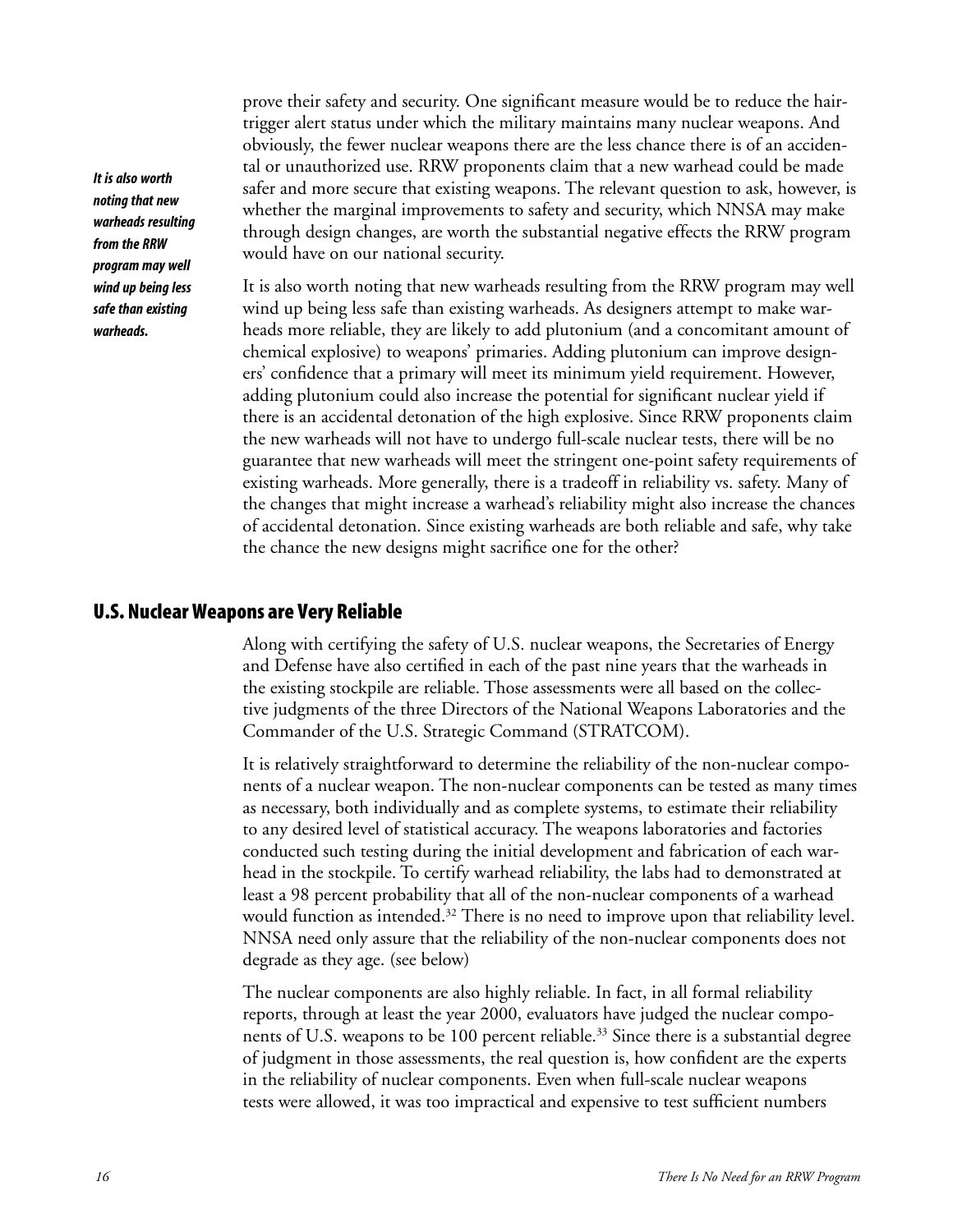prove their safety and security. One significant measure would be to reduce the hair-trigger alert status under which the military maintains many nuclear weapons. And obviously, the fewer nuclear weapons there are the less chance there is of an accidental or unauthorized use. RRW proponents claim that a new warhead could be made safer and more secure that existing weapons. The relevant question to ask, however, is whether the marginal improvements to safety and security, which NNSA may make through design changes, are worth the substantial negative effects the RRW program would have on our national security.

***It is also worth noting that new warheads resulting from the RRW program may well wind up being less safe than existing warheads.***

It is also worth noting that new warheads resulting from the RRW program may well wind up being less safe than existing warheads. As designers attempt to make warheads more reliable, they are likely to add plutonium (and a concomitant amount of chemical explosive) to weapons' primaries. Adding plutonium can improve designers' confidence that a primary will meet its minimum yield requirement. However, adding plutonium could also increase the potential for significant nuclear yield if there is an accidental detonation of the high explosive. Since RRW proponents claim the new warheads will not have to undergo full-scale nuclear tests, there will be no guarantee that new warheads will meet the stringent one-point safety requirements of existing warheads. More generally, there is a tradeoff in reliability vs. safety. Many of the changes that might increase a warhead's reliability might also increase the chances of accidental detonation. Since existing warheads are both reliable and safe, why take the chance the new designs might sacrifice one for the other?

## U.S. Nuclear Weapons are Very Reliable

Along with certifying the safety of U.S. nuclear weapons, the Secretaries of Energy and Defense have also certified in each of the past nine years that the warheads in the existing stockpile are reliable. Those assessments were all based on the collective judgments of the three Directors of the National Weapons Laboratories and the Commander of the U.S. Strategic Command (STRATCOM).

It is relatively straightforward to determine the reliability of the non-nuclear components of a nuclear weapon. The non-nuclear components can be tested as many times as necessary, both individually and as complete systems, to estimate their reliability to any desired level of statistical accuracy. The weapons laboratories and factories conducted such testing during the initial development and fabrication of each warhead in the stockpile. To certify warhead reliability, the labs had to demonstrated at least a 98 percent probability that all of the non-nuclear components of a warhead would function as intended.[32] There is no need to improve upon that reliability level. NNSA need only assure that the reliability of the non-nuclear components does not degrade as they age. (see below)

The nuclear components are also highly reliable. In fact, in all formal reliability reports, through at least the year 2000, evaluators have judged the nuclear components of U.S. weapons to be 100 percent reliable.[33] Since there is a substantial degree of judgment in those assessments, the real question is, how confident are the experts in the reliability of nuclear components. Even when full-scale nuclear weapons tests were allowed, it was too impractical and expensive to test sufficient numbers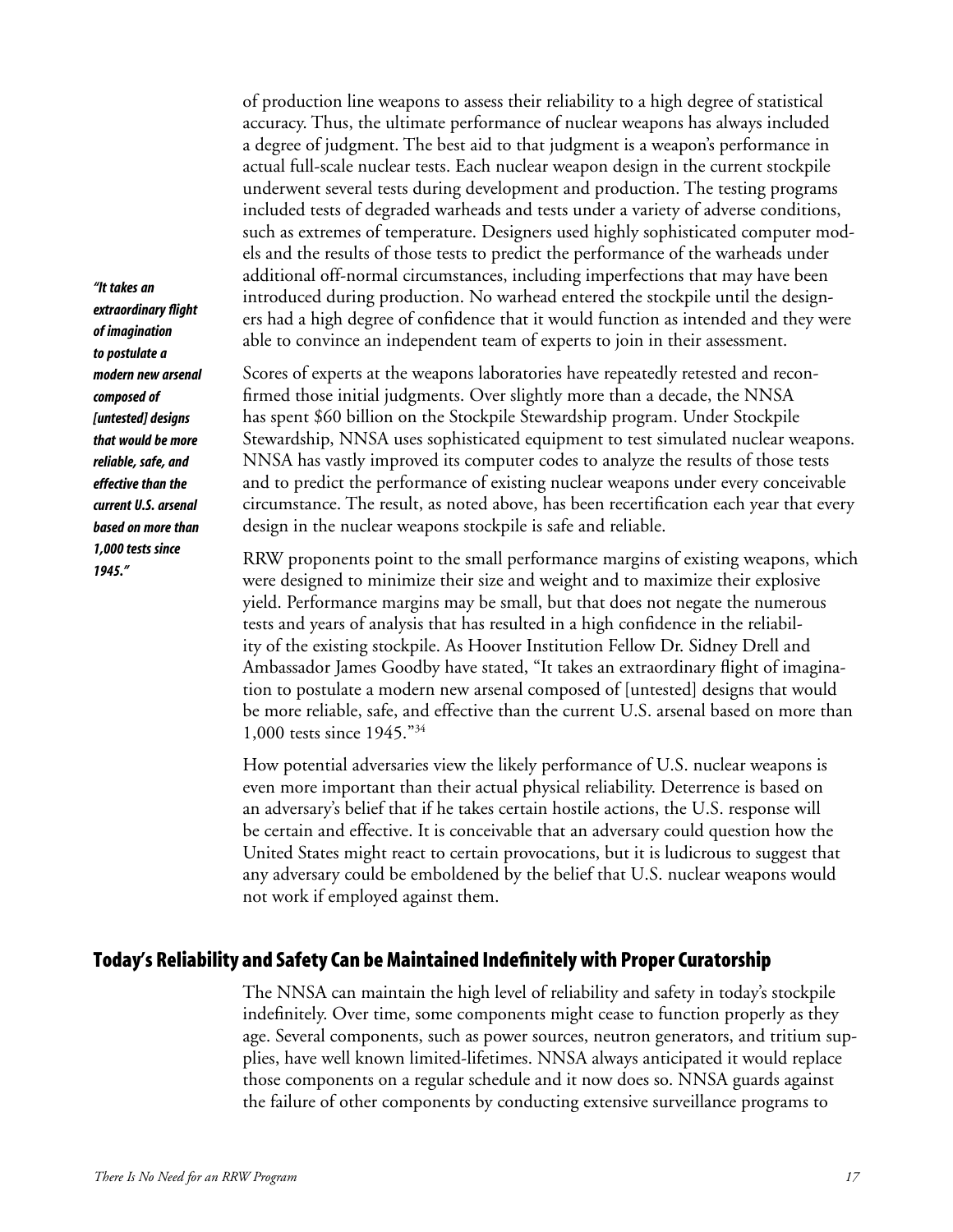of production line weapons to assess their reliability to a high degree of statistical accuracy. Thus, the ultimate performance of nuclear weapons has always included a degree of judgment. The best aid to that judgment is a weapon's performance in actual full-scale nuclear tests. Each nuclear weapon design in the current stockpile underwent several tests during development and production. The testing programs included tests of degraded warheads and tests under a variety of adverse conditions, such as extremes of temperature. Designers used highly sophisticated computer models and the results of those tests to predict the performance of the warheads under additional off-normal circumstances, including imperfections that may have been introduced during production. No warhead entered the stockpile until the designers had a high degree of confidence that it would function as intended and they were able to convince an independent team of experts to join in their assessment.

***"It takes an extraordinary flight of imagination to postulate a modern new arsenal composed of [untested] designs that would be more reliable, safe, and effective than the current U.S. arsenal based on more than 1,000 tests since 1945."***

Scores of experts at the weapons laboratories have repeatedly retested and reconfirmed those initial judgments. Over slightly more than a decade, the NNSA has spent $60 billion on the Stockpile Stewardship program. Under Stockpile Stewardship, NNSA uses sophisticated equipment to test simulated nuclear weapons. NNSA has vastly improved its computer codes to analyze the results of those tests and to predict the performance of existing nuclear weapons under every conceivable circumstance. The result, as noted above, has been recertification each year that every design in the nuclear weapons stockpile is safe and reliable.

RRW proponents point to the small performance margins of existing weapons, which were designed to minimize their size and weight and to maximize their explosive yield. Performance margins may be small, but that does not negate the numerous tests and years of analysis that has resulted in a high confidence in the reliability of the existing stockpile. As Hoover Institution Fellow Dr. Sidney Drell and Ambassador James Goodby have stated, "It takes an extraordinary flight of imagination to postulate a modern new arsenal composed of [untested] designs that would be more reliable, safe, and effective than the current U.S. arsenal based on more than 1,000 tests since 1945."[34]

How potential adversaries view the likely performance of U.S. nuclear weapons is even more important than their actual physical reliability. Deterrence is based on an adversary's belief that if he takes certain hostile actions, the U.S. response will be certain and effective. It is conceivable that an adversary could question how the United States might react to certain provocations, but it is ludicrous to suggest that any adversary could be emboldened by the belief that U.S. nuclear weapons would not work if employed against them.

## Today's Reliability and Safety Can be Maintained Indefinitely with Proper Curatorship

The NNSA can maintain the high level of reliability and safety in today's stockpile indefinitely. Over time, some components might cease to function properly as they age. Several components, such as power sources, neutron generators, and tritium supplies, have well known limited-lifetimes. NNSA always anticipated it would replace those components on a regular schedule and it now does so. NNSA guards against the failure of other components by conducting extensive surveillance programs to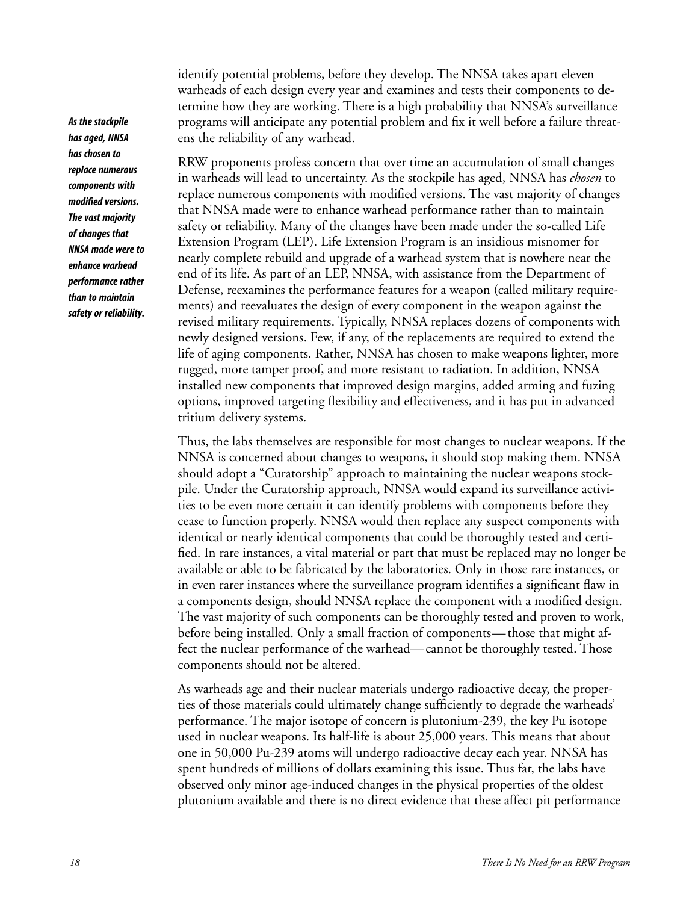identify potential problems, before they develop. The NNSA takes apart eleven warheads of each design every year and examines and tests their components to determine how they are working. There is a high probability that NNSA's surveillance programs will anticipate any potential problem and fix it well before a failure threatens the reliability of any warhead.

***As the stockpile has aged, NNSA has chosen to replace numerous components with modified versions. The vast majority of changes that NNSA made were to enhance warhead performance rather than to maintain safety or reliability.***

RRW proponents profess concern that over time an accumulation of small changes in warheads will lead to uncertainty. As the stockpile has aged, NNSA has *chosen* to replace numerous components with modified versions. The vast majority of changes that NNSA made were to enhance warhead performance rather than to maintain safety or reliability. Many of the changes have been made under the so-called Life Extension Program (LEP). Life Extension Program is an insidious misnomer for nearly complete rebuild and upgrade of a warhead system that is nowhere near the end of its life. As part of an LEP, NNSA, with assistance from the Department of Defense, reexamines the performance features for a weapon (called military requirements) and reevaluates the design of every component in the weapon against the revised military requirements. Typically, NNSA replaces dozens of components with newly designed versions. Few, if any, of the replacements are required to extend the life of aging components. Rather, NNSA has chosen to make weapons lighter, more rugged, more tamper proof, and more resistant to radiation. In addition, NNSA installed new components that improved design margins, added arming and fuzing options, improved targeting flexibility and effectiveness, and it has put in advanced tritium delivery systems.

Thus, the labs themselves are responsible for most changes to nuclear weapons. If the NNSA is concerned about changes to weapons, it should stop making them. NNSA should adopt a "Curatorship" approach to maintaining the nuclear weapons stockpile. Under the Curatorship approach, NNSA would expand its surveillance activities to be even more certain it can identify problems with components before they cease to function properly. NNSA would then replace any suspect components with identical or nearly identical components that could be thoroughly tested and certified. In rare instances, a vital material or part that must be replaced may no longer be available or able to be fabricated by the laboratories. Only in those rare instances, or in even rarer instances where the surveillance program identifies a significant flaw in a components design, should NNSA replace the component with a modified design. The vast majority of such components can be thoroughly tested and proven to work, before being installed. Only a small fraction of components—those that might affect the nuclear performance of the warhead—cannot be thoroughly tested. Those components should not be altered.

As warheads age and their nuclear materials undergo radioactive decay, the properties of those materials could ultimately change sufficiently to degrade the warheads' performance. The major isotope of concern is plutonium-239, the key Pu isotope used in nuclear weapons. Its half-life is about 25,000 years. This means that about one in 50,000 Pu-239 atoms will undergo radioactive decay each year. NNSA has spent hundreds of millions of dollars examining this issue. Thus far, the labs have observed only minor age-induced changes in the physical properties of the oldest plutonium available and there is no direct evidence that these affect pit performance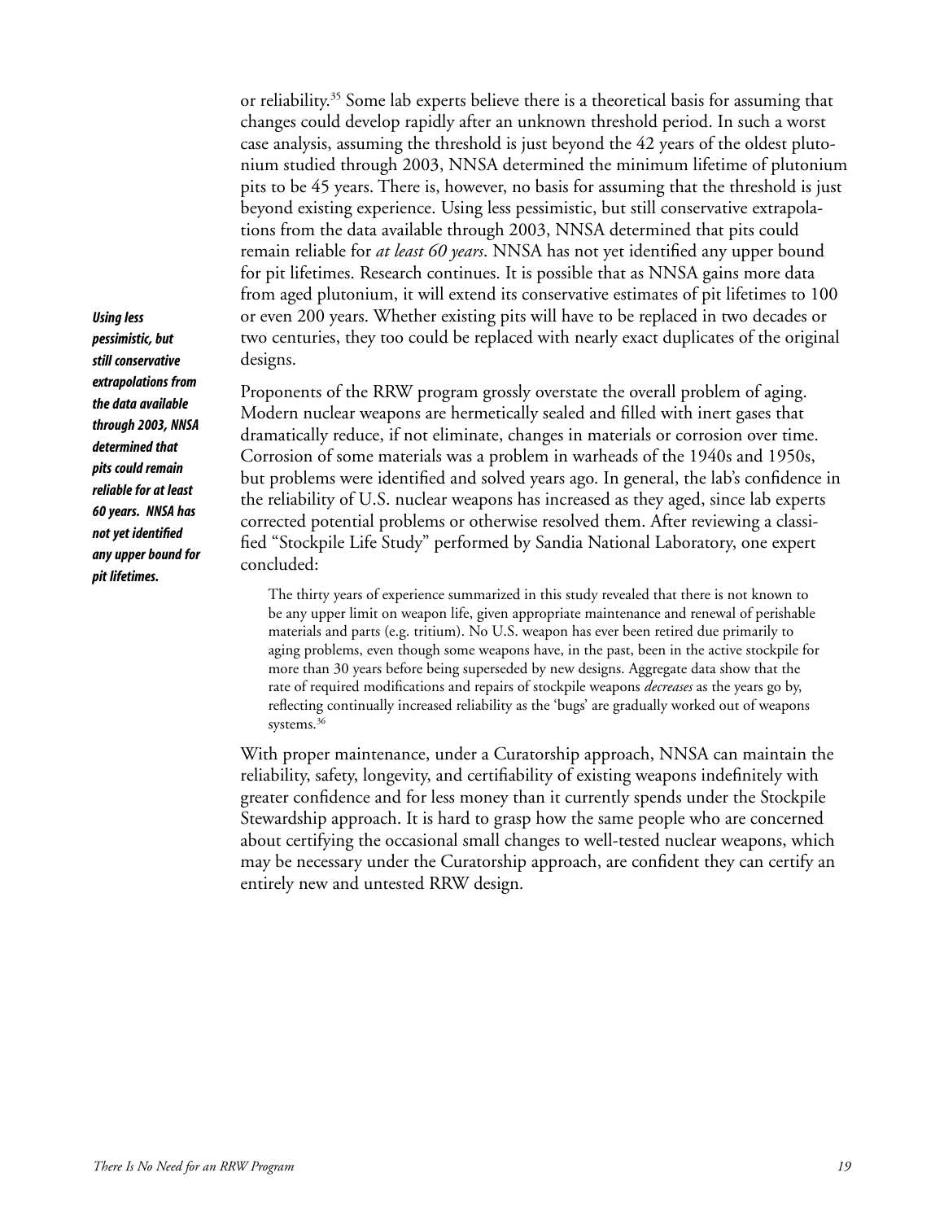or reliability.[35] Some lab experts believe there is a theoretical basis for assuming that changes could develop rapidly after an unknown threshold period. In such a worst case analysis, assuming the threshold is just beyond the 42 years of the oldest plutonium studied through 2003, NNSA determined the minimum lifetime of plutonium pits to be 45 years. There is, however, no basis for assuming that the threshold is just beyond existing experience. Using less pessimistic, but still conservative extrapolations from the data available through 2003, NNSA determined that pits could remain reliable for *at least 60 years*. NNSA has not yet identified any upper bound for pit lifetimes. Research continues. It is possible that as NNSA gains more data from aged plutonium, it will extend its conservative estimates of pit lifetimes to 100 or even 200 years. Whether existing pits will have to be replaced in two decades or two centuries, they too could be replaced with nearly exact duplicates of the original designs.

***Using less pessimistic, but still conservative extrapolations from the data available through 2003, NNSA determined that pits could remain reliable for at least 60 years. NNSA has not yet identified any upper bound for pit lifetimes.***

Proponents of the RRW program grossly overstate the overall problem of aging. Modern nuclear weapons are hermetically sealed and filled with inert gases that dramatically reduce, if not eliminate, changes in materials or corrosion over time. Corrosion of some materials was a problem in warheads of the 1940s and 1950s, but problems were identified and solved years ago. In general, the lab's confidence in the reliability of U.S. nuclear weapons has increased as they aged, since lab experts corrected potential problems or otherwise resolved them. After reviewing a classified "Stockpile Life Study" performed by Sandia National Laboratory, one expert concluded:

> The thirty years of experience summarized in this study revealed that there is not known to be any upper limit on weapon life, given appropriate maintenance and renewal of perishable materials and parts (e.g. tritium). No U.S. weapon has ever been retired due primarily to aging problems, even though some weapons have, in the past, been in the active stockpile for more than 30 years before being superseded by new designs. Aggregate data show that the rate of required modifications and repairs of stockpile weapons *decreases* as the years go by, reflecting continually increased reliability as the 'bugs' are gradually worked out of weapons systems.[36]

With proper maintenance, under a Curatorship approach, NNSA can maintain the reliability, safety, longevity, and certifiability of existing weapons indefinitely with greater confidence and for less money than it currently spends under the Stockpile Stewardship approach. It is hard to grasp how the same people who are concerned about certifying the occasional small changes to well-tested nuclear weapons, which may be necessary under the Curatorship approach, are confident they can certify an entirely new and untested RRW design.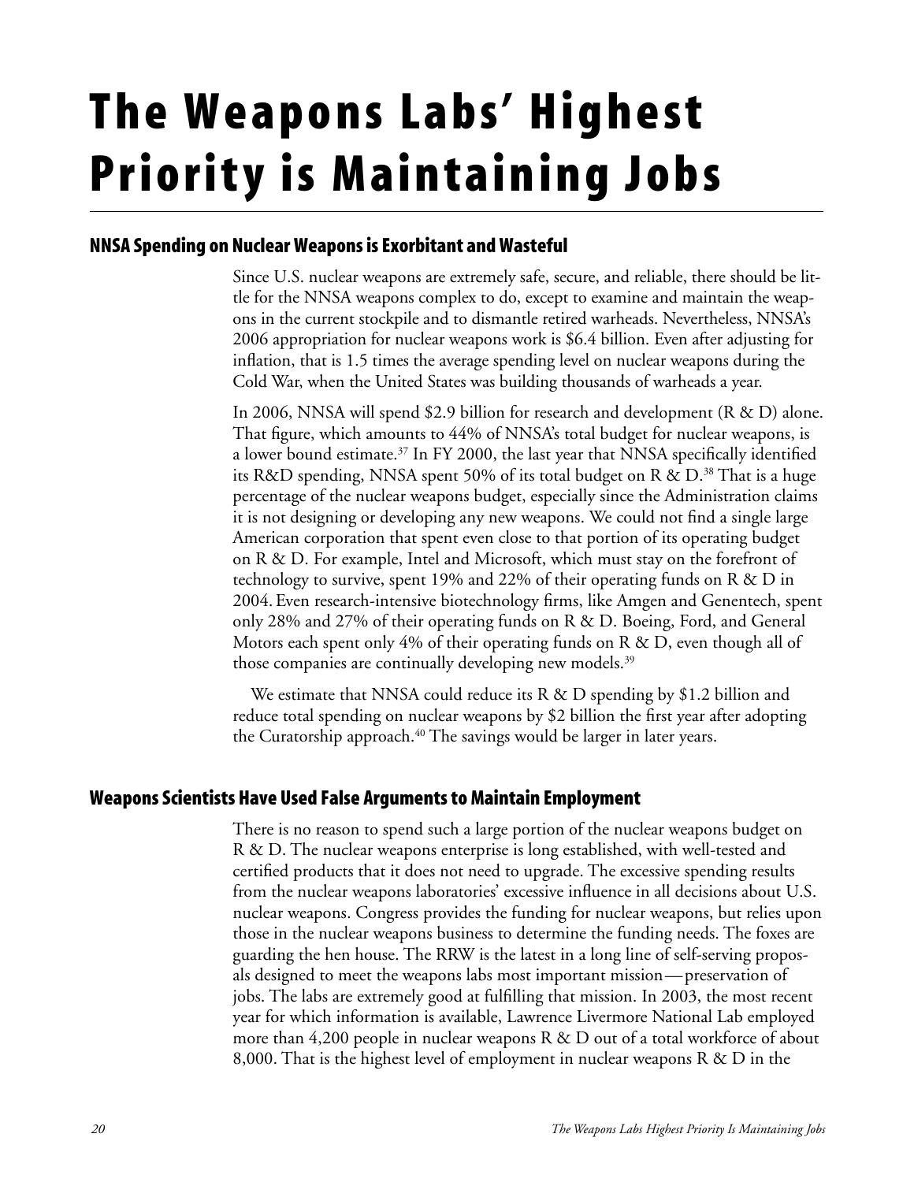# The Weapons Labs' Highest Priority is Maintaining Jobs

## NNSA Spending on Nuclear Weapons is Exorbitant and Wasteful

Since U.S. nuclear weapons are extremely safe, secure, and reliable, there should be little for the NNSA weapons complex to do, except to examine and maintain the weapons in the current stockpile and to dismantle retired warheads. Nevertheless, NNSA's 2006 appropriation for nuclear weapons work is $6.4 billion. Even after adjusting for inflation, that is 1.5 times the average spending level on nuclear weapons during the Cold War, when the United States was building thousands of warheads a year.

In 2006, NNSA will spend $2.9 billion for research and development (R & D) alone. That figure, which amounts to 44% of NNSA's total budget for nuclear weapons, is a lower bound estimate.[37] In FY 2000, the last year that NNSA specifically identified its R&D spending, NNSA spent 50% of its total budget on R & D.[38] That is a huge percentage of the nuclear weapons budget, especially since the Administration claims it is not designing or developing any new weapons. We could not find a single large American corporation that spent even close to that portion of its operating budget on R & D. For example, Intel and Microsoft, which must stay on the forefront of technology to survive, spent 19% and 22% of their operating funds on R & D in 2004. Even research-intensive biotechnology firms, like Amgen and Genentech, spent only 28% and 27% of their operating funds on R & D. Boeing, Ford, and General Motors each spent only 4% of their operating funds on R & D, even though all of those companies are continually developing new models.[39]

We estimate that NNSA could reduce its R & D spending by $1.2 billion and reduce total spending on nuclear weapons by $2 billion the first year after adopting the Curatorship approach.[40] The savings would be larger in later years.

## Weapons Scientists Have Used False Arguments to Maintain Employment

There is no reason to spend such a large portion of the nuclear weapons budget on R & D. The nuclear weapons enterprise is long established, with well-tested and certified products that it does not need to upgrade. The excessive spending results from the nuclear weapons laboratories' excessive influence in all decisions about U.S. nuclear weapons. Congress provides the funding for nuclear weapons, but relies upon those in the nuclear weapons business to determine the funding needs. The foxes are guarding the hen house. The RRW is the latest in a long line of self-serving proposals designed to meet the weapons labs most important mission—preservation of jobs. The labs are extremely good at fulfilling that mission. In 2003, the most recent year for which information is available, Lawrence Livermore National Lab employed more than 4,200 people in nuclear weapons R & D out of a total workforce of about 8,000. That is the highest level of employment in nuclear weapons R & D in the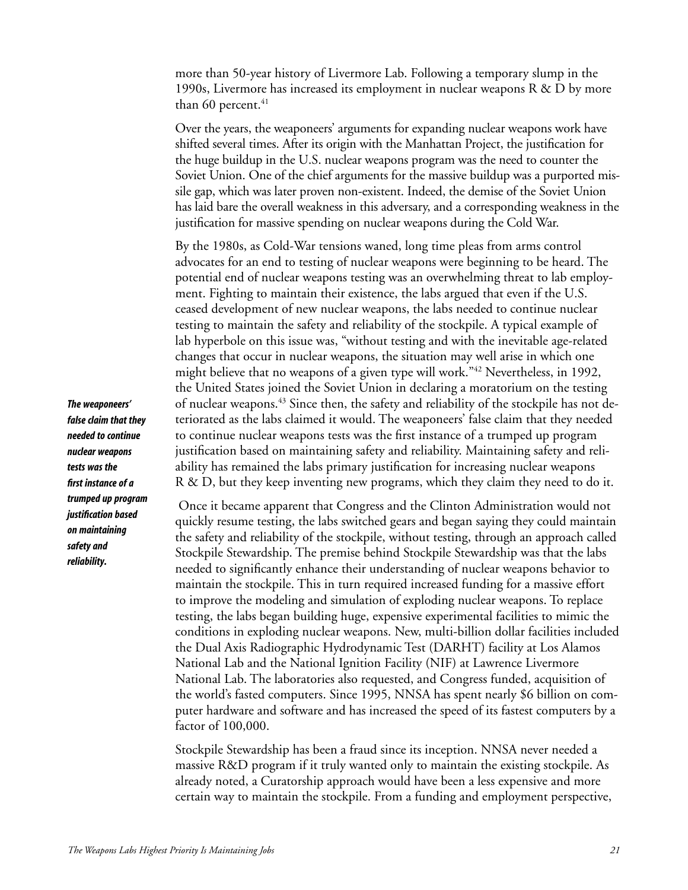more than 50-year history of Livermore Lab. Following a temporary slump in the 1990s, Livermore has increased its employment in nuclear weapons R & D by more than 60 percent.[41]

Over the years, the weaponeers' arguments for expanding nuclear weapons work have shifted several times. After its origin with the Manhattan Project, the justification for the huge buildup in the U.S. nuclear weapons program was the need to counter the Soviet Union. One of the chief arguments for the massive buildup was a purported missile gap, which was later proven non-existent. Indeed, the demise of the Soviet Union has laid bare the overall weakness in this adversary, and a corresponding weakness in the justification for massive spending on nuclear weapons during the Cold War.

By the 1980s, as Cold-War tensions waned, long time pleas from arms control advocates for an end to testing of nuclear weapons were beginning to be heard. The potential end of nuclear weapons testing was an overwhelming threat to lab employment. Fighting to maintain their existence, the labs argued that even if the U.S. ceased development of new nuclear weapons, the labs needed to continue nuclear testing to maintain the safety and reliability of the stockpile. A typical example of lab hyperbole on this issue was, "without testing and with the inevitable age-related changes that occur in nuclear weapons, the situation may well arise in which one might believe that no weapons of a given type will work."[42] Nevertheless, in 1992, the United States joined the Soviet Union in declaring a moratorium on the testing of nuclear weapons.[43] Since then, the safety and reliability of the stockpile has not deteriorated as the labs claimed it would. The weaponeers' false claim that they needed to continue nuclear weapons tests was the first instance of a trumped up program justification based on maintaining safety and reliability. Maintaining safety and reliability has remained the labs primary justification for increasing nuclear weapons R & D, but they keep inventing new programs, which they claim they need to do it.

***The weaponeers' false claim that they needed to continue nuclear weapons tests was the first instance of a trumped up program justification based on maintaining safety and reliability.***

Once it became apparent that Congress and the Clinton Administration would not quickly resume testing, the labs switched gears and began saying they could maintain the safety and reliability of the stockpile, without testing, through an approach called Stockpile Stewardship. The premise behind Stockpile Stewardship was that the labs needed to significantly enhance their understanding of nuclear weapons behavior to maintain the stockpile. This in turn required increased funding for a massive effort to improve the modeling and simulation of exploding nuclear weapons. To replace testing, the labs began building huge, expensive experimental facilities to mimic the conditions in exploding nuclear weapons. New, multi-billion dollar facilities included the Dual Axis Radiographic Hydrodynamic Test (DARHT) facility at Los Alamos National Lab and the National Ignition Facility (NIF) at Lawrence Livermore National Lab. The laboratories also requested, and Congress funded, acquisition of the world's fasted computers. Since 1995, NNSA has spent nearly $6 billion on computer hardware and software and has increased the speed of its fastest computers by a factor of 100,000.

Stockpile Stewardship has been a fraud since its inception. NNSA never needed a massive R&D program if it truly wanted only to maintain the existing stockpile. As already noted, a Curatorship approach would have been a less expensive and more certain way to maintain the stockpile. From a funding and employment perspective,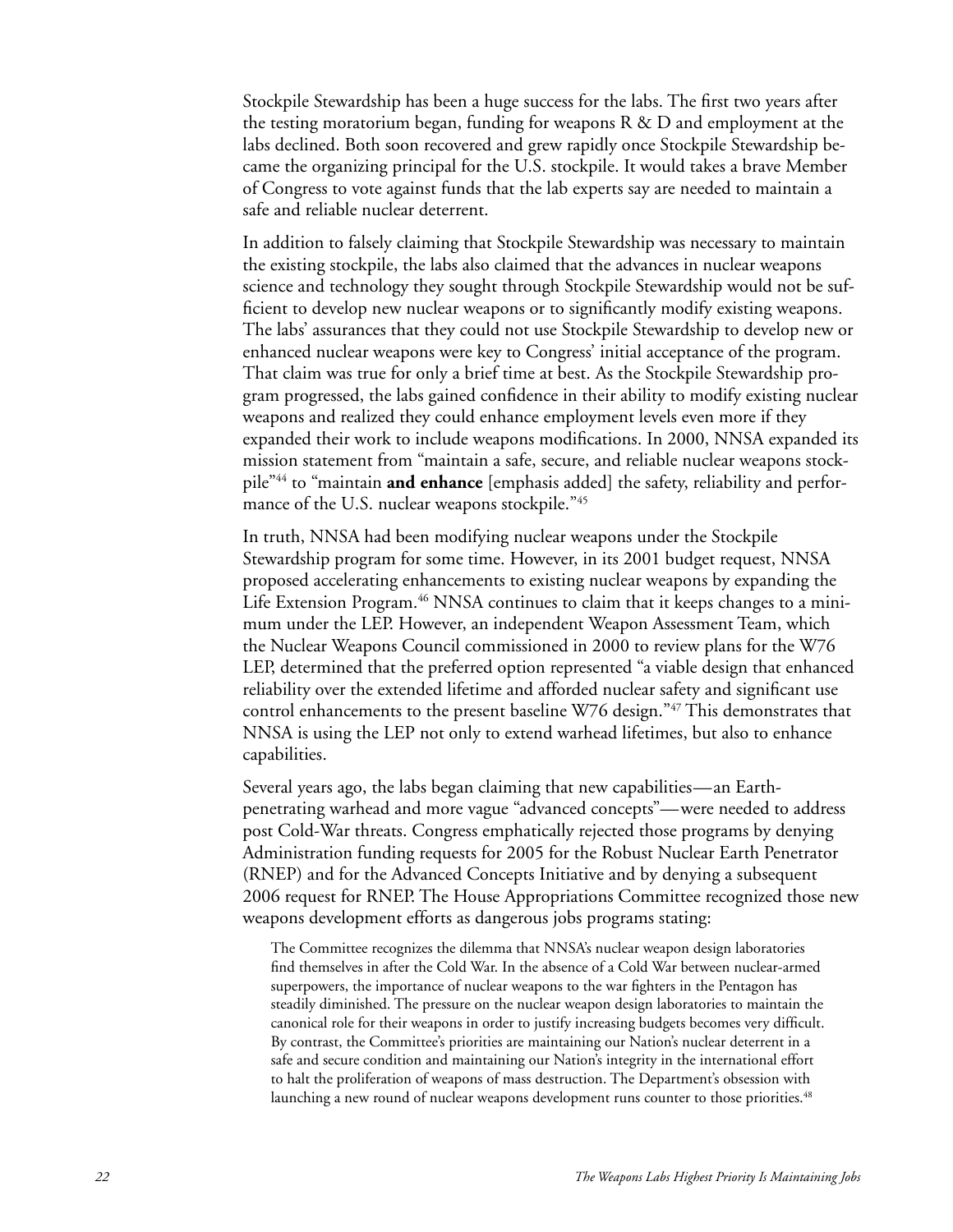Stockpile Stewardship has been a huge success for the labs. The first two years after the testing moratorium began, funding for weapons R & D and employment at the labs declined. Both soon recovered and grew rapidly once Stockpile Stewardship became the organizing principal for the U.S. stockpile. It would takes a brave Member of Congress to vote against funds that the lab experts say are needed to maintain a safe and reliable nuclear deterrent.

In addition to falsely claiming that Stockpile Stewardship was necessary to maintain the existing stockpile, the labs also claimed that the advances in nuclear weapons science and technology they sought through Stockpile Stewardship would not be sufficient to develop new nuclear weapons or to significantly modify existing weapons. The labs' assurances that they could not use Stockpile Stewardship to develop new or enhanced nuclear weapons were key to Congress' initial acceptance of the program. That claim was true for only a brief time at best. As the Stockpile Stewardship program progressed, the labs gained confidence in their ability to modify existing nuclear weapons and realized they could enhance employment levels even more if they expanded their work to include weapons modifications. In 2000, NNSA expanded its mission statement from "maintain a safe, secure, and reliable nuclear weapons stockpile"[44] to "maintain **and enhance** [emphasis added] the safety, reliability and performance of the U.S. nuclear weapons stockpile."[45]

In truth, NNSA had been modifying nuclear weapons under the Stockpile Stewardship program for some time. However, in its 2001 budget request, NNSA proposed accelerating enhancements to existing nuclear weapons by expanding the Life Extension Program.[46] NNSA continues to claim that it keeps changes to a minimum under the LEP. However, an independent Weapon Assessment Team, which the Nuclear Weapons Council commissioned in 2000 to review plans for the W76 LEP, determined that the preferred option represented "a viable design that enhanced reliability over the extended lifetime and afforded nuclear safety and significant use control enhancements to the present baseline W76 design."[47] This demonstrates that NNSA is using the LEP not only to extend warhead lifetimes, but also to enhance capabilities.

Several years ago, the labs began claiming that new capabilities—an Earth-penetrating warhead and more vague "advanced concepts"—were needed to address post Cold-War threats. Congress emphatically rejected those programs by denying Administration funding requests for 2005 for the Robust Nuclear Earth Penetrator (RNEP) and for the Advanced Concepts Initiative and by denying a subsequent 2006 request for RNEP. The House Appropriations Committee recognized those new weapons development efforts as dangerous jobs programs stating:

> The Committee recognizes the dilemma that NNSA's nuclear weapon design laboratories find themselves in after the Cold War. In the absence of a Cold War between nuclear-armed superpowers, the importance of nuclear weapons to the war fighters in the Pentagon has steadily diminished. The pressure on the nuclear weapon design laboratories to maintain the canonical role for their weapons in order to justify increasing budgets becomes very difficult. By contrast, the Committee's priorities are maintaining our Nation's nuclear deterrent in a safe and secure condition and maintaining our Nation's integrity in the international effort to halt the proliferation of weapons of mass destruction. The Department's obsession with launching a new round of nuclear weapons development runs counter to those priorities.[48]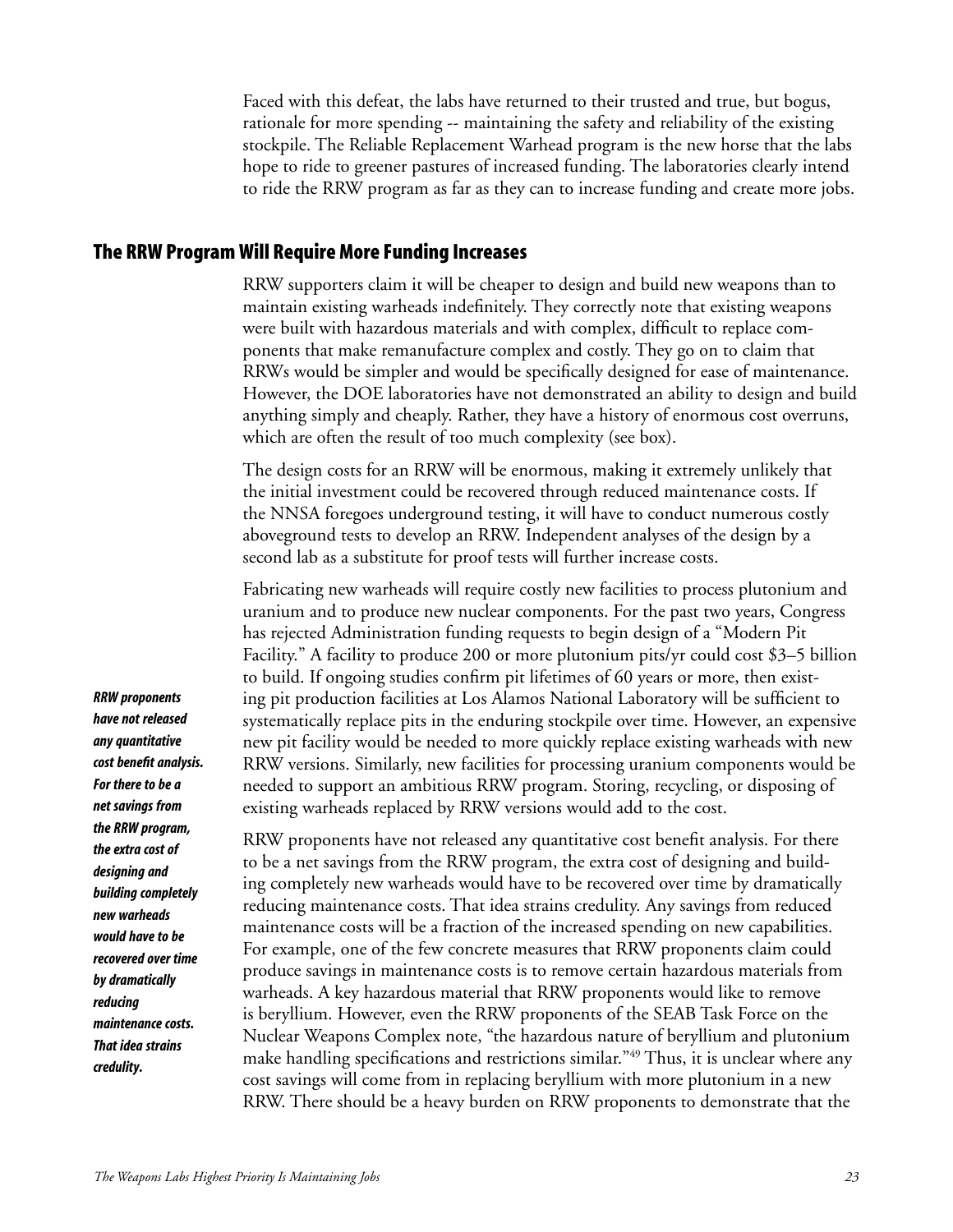Faced with this defeat, the labs have returned to their trusted and true, but bogus, rationale for more spending -- maintaining the safety and reliability of the existing stockpile. The Reliable Replacement Warhead program is the new horse that the labs hope to ride to greener pastures of increased funding. The laboratories clearly intend to ride the RRW program as far as they can to increase funding and create more jobs.

## The RRW Program Will Require More Funding Increases

RRW supporters claim it will be cheaper to design and build new weapons than to maintain existing warheads indefinitely. They correctly note that existing weapons were built with hazardous materials and with complex, difficult to replace components that make remanufacture complex and costly. They go on to claim that RRWs would be simpler and would be specifically designed for ease of maintenance. However, the DOE laboratories have not demonstrated an ability to design and build anything simply and cheaply. Rather, they have a history of enormous cost overruns, which are often the result of too much complexity (see box).

The design costs for an RRW will be enormous, making it extremely unlikely that the initial investment could be recovered through reduced maintenance costs. If the NNSA foregoes underground testing, it will have to conduct numerous costly aboveground tests to develop an RRW. Independent analyses of the design by a second lab as a substitute for proof tests will further increase costs.

Fabricating new warheads will require costly new facilities to process plutonium and uranium and to produce new nuclear components. For the past two years, Congress has rejected Administration funding requests to begin design of a "Modern Pit Facility." A facility to produce 200 or more plutonium pits/yr could cost $3–5 billion to build. If ongoing studies confirm pit lifetimes of 60 years or more, then existing pit production facilities at Los Alamos National Laboratory will be sufficient to systematically replace pits in the enduring stockpile over time. However, an expensive new pit facility would be needed to more quickly replace existing warheads with new RRW versions. Similarly, new facilities for processing uranium components would be needed to support an ambitious RRW program. Storing, recycling, or disposing of existing warheads replaced by RRW versions would add to the cost.

***RRW proponents have not released any quantitative cost benefit analysis. For there to be a net savings from the RRW program, the extra cost of designing and building completely new warheads would have to be recovered over time by dramatically reducing maintenance costs. That idea strains credulity.***

RRW proponents have not released any quantitative cost benefit analysis. For there to be a net savings from the RRW program, the extra cost of designing and building completely new warheads would have to be recovered over time by dramatically reducing maintenance costs. That idea strains credulity. Any savings from reduced maintenance costs will be a fraction of the increased spending on new capabilities. For example, one of the few concrete measures that RRW proponents claim could produce savings in maintenance costs is to remove certain hazardous materials from warheads. A key hazardous material that RRW proponents would like to remove is beryllium. However, even the RRW proponents of the SEAB Task Force on the Nuclear Weapons Complex note, "the hazardous nature of beryllium and plutonium make handling specifications and restrictions similar."[49] Thus, it is unclear where any cost savings will come from in replacing beryllium with more plutonium in a new RRW. There should be a heavy burden on RRW proponents to demonstrate that the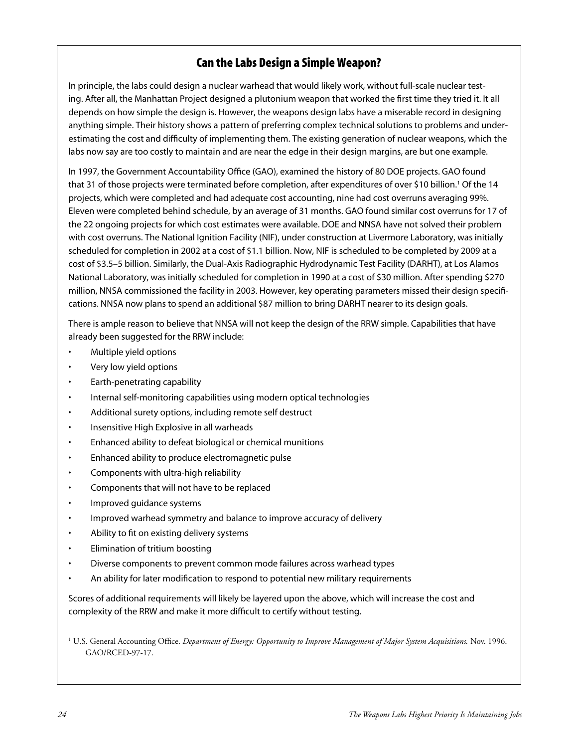## Can the Labs Design a Simple Weapon?

In principle, the labs could design a nuclear warhead that would likely work, without full-scale nuclear testing. After all, the Manhattan Project designed a plutonium weapon that worked the first time they tried it. It all depends on how simple the design is. However, the weapons design labs have a miserable record in designing anything simple. Their history shows a pattern of preferring complex technical solutions to problems and underestimating the cost and difficulty of implementing them. The existing generation of nuclear weapons, which the labs now say are too costly to maintain and are near the edge in their design margins, are but one example.

In 1997, the Government Accountability Office (GAO), examined the history of 80 DOE projects. GAO found that 31 of those projects were terminated before completion, after expenditures of over $10 billion.[1] Of the 14 projects, which were completed and had adequate cost accounting, nine had cost overruns averaging 99%. Eleven were completed behind schedule, by an average of 31 months. GAO found similar cost overruns for 17 of the 22 ongoing projects for which cost estimates were available. DOE and NNSA have not solved their problem with cost overruns. The National Ignition Facility (NIF), under construction at Livermore Laboratory, was initially scheduled for completion in 2002 at a cost of $1.1 billion. Now, NIF is scheduled to be completed by 2009 at a cost of $3.5–5 billion. Similarly, the Dual-Axis Radiographic Hydrodynamic Test Facility (DARHT), at Los Alamos National Laboratory, was initially scheduled for completion in 1990 at a cost of $30 million. After spending $270 million, NNSA commissioned the facility in 2003. However, key operating parameters missed their design specifications. NNSA now plans to spend an additional $87 million to bring DARHT nearer to its design goals.

There is ample reason to believe that NNSA will not keep the design of the RRW simple. Capabilities that have already been suggested for the RRW include:

- Multiple yield options
- Very low yield options
- Earth-penetrating capability
- Internal self-monitoring capabilities using modern optical technologies
- Additional surety options, including remote self destruct
- Insensitive High Explosive in all warheads
- Enhanced ability to defeat biological or chemical munitions
- Enhanced ability to produce electromagnetic pulse
- Components with ultra-high reliability
- Components that will not have to be replaced
- Improved guidance systems
- Improved warhead symmetry and balance to improve accuracy of delivery
- Ability to fit on existing delivery systems
- Elimination of tritium boosting
- Diverse components to prevent common mode failures across warhead types
- An ability for later modification to respond to potential new military requirements

Scores of additional requirements will likely be layered upon the above, which will increase the cost and complexity of the RRW and make it more difficult to certify without testing.

[1] U.S. General Accounting Office. *Department of Energy: Opportunity to Improve Management of Major System Acquisitions.* Nov. 1996. GAO/RCED-97-17.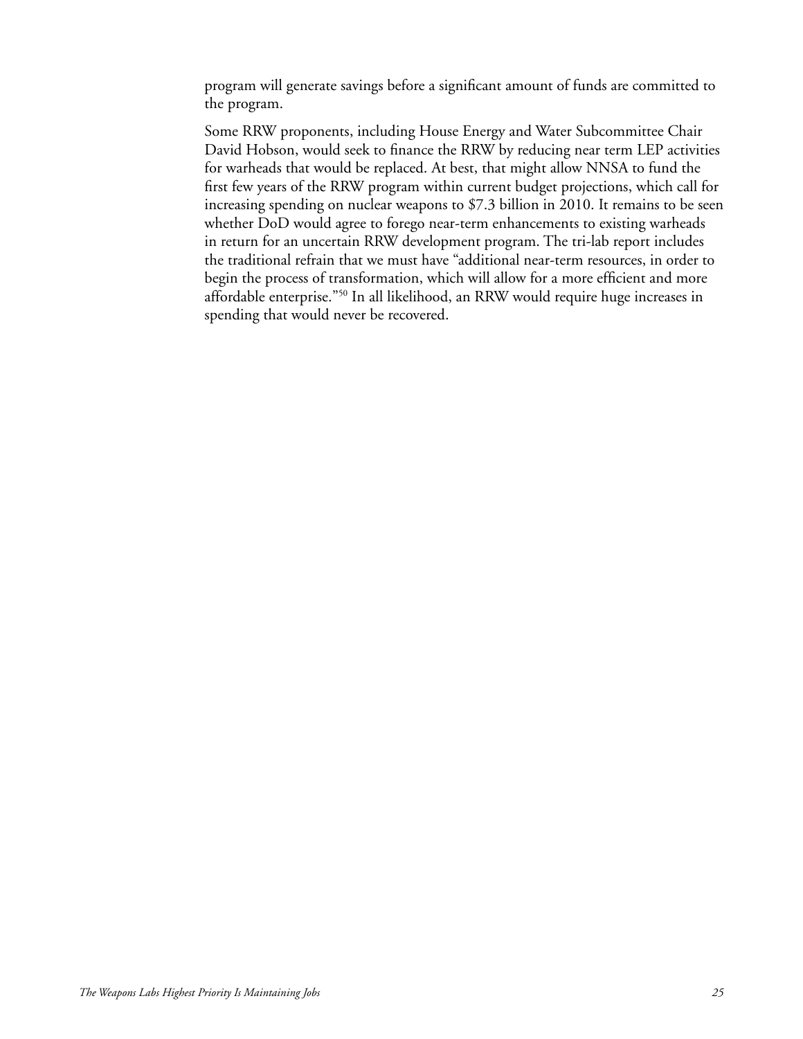program will generate savings before a significant amount of funds are committed to the program.

Some RRW proponents, including House Energy and Water Subcommittee Chair David Hobson, would seek to finance the RRW by reducing near term LEP activities for warheads that would be replaced. At best, that might allow NNSA to fund the first few years of the RRW program within current budget projections, which call for increasing spending on nuclear weapons to $7.3 billion in 2010. It remains to be seen whether DoD would agree to forego near-term enhancements to existing warheads in return for an uncertain RRW development program. The tri-lab report includes the traditional refrain that we must have "additional near-term resources, in order to begin the process of transformation, which will allow for a more efficient and more affordable enterprise."[50] In all likelihood, an RRW would require huge increases in spending that would never be recovered.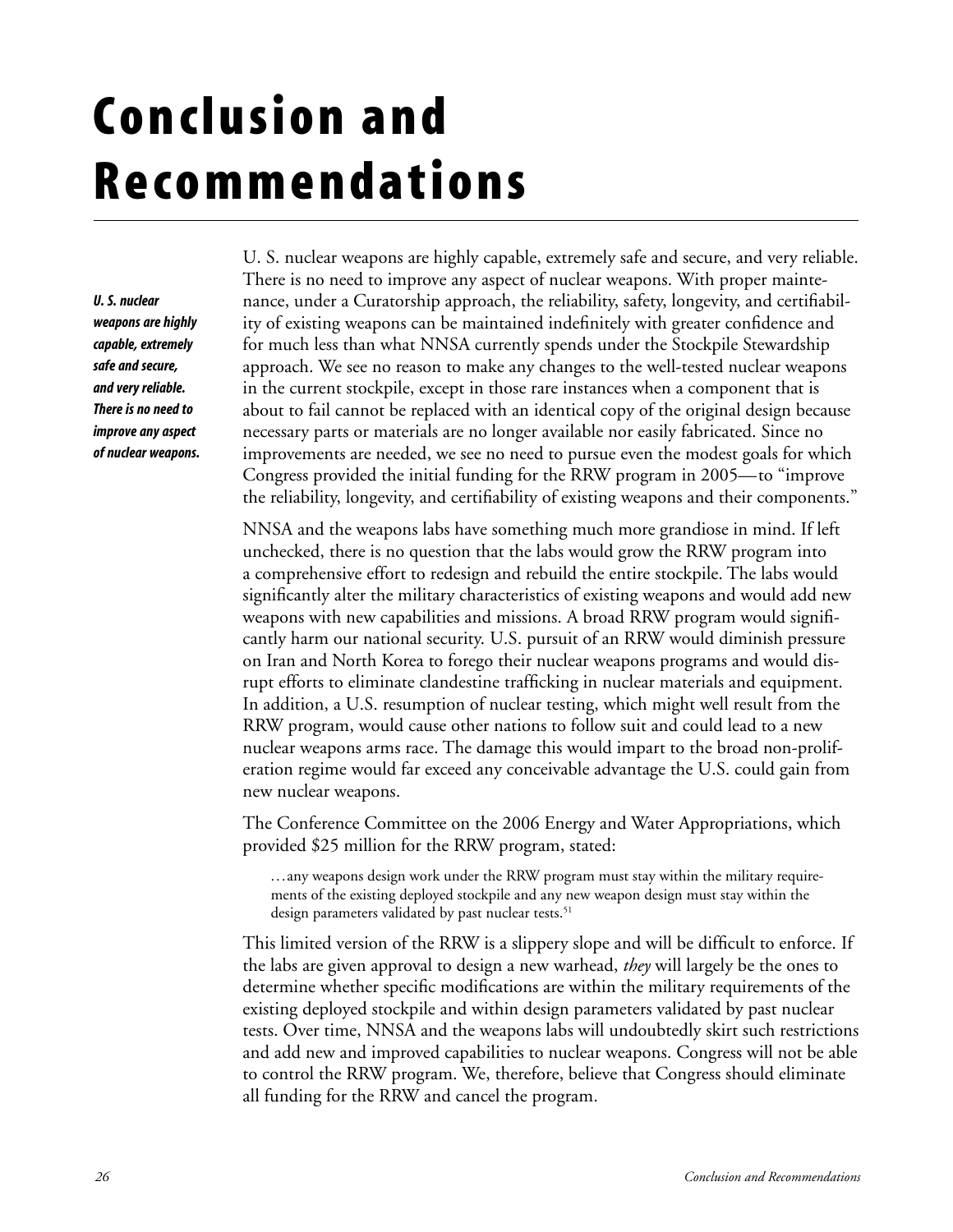# Conclusion and Recommendations

***U. S. nuclear weapons are highly capable, extremely safe and secure, and very reliable. There is no need to improve any aspect of nuclear weapons.***

U. S. nuclear weapons are highly capable, extremely safe and secure, and very reliable. There is no need to improve any aspect of nuclear weapons. With proper maintenance, under a Curatorship approach, the reliability, safety, longevity, and certifiability of existing weapons can be maintained indefinitely with greater confidence and for much less than what NNSA currently spends under the Stockpile Stewardship approach. We see no reason to make any changes to the well-tested nuclear weapons in the current stockpile, except in those rare instances when a component that is about to fail cannot be replaced with an identical copy of the original design because necessary parts or materials are no longer available nor easily fabricated. Since no improvements are needed, we see no need to pursue even the modest goals for which Congress provided the initial funding for the RRW program in 2005—to "improve the reliability, longevity, and certifiability of existing weapons and their components."

NNSA and the weapons labs have something much more grandiose in mind. If left unchecked, there is no question that the labs would grow the RRW program into a comprehensive effort to redesign and rebuild the entire stockpile. The labs would significantly alter the military characteristics of existing weapons and would add new weapons with new capabilities and missions. A broad RRW program would significantly harm our national security. U.S. pursuit of an RRW would diminish pressure on Iran and North Korea to forego their nuclear weapons programs and would disrupt efforts to eliminate clandestine trafficking in nuclear materials and equipment. In addition, a U.S. resumption of nuclear testing, which might well result from the RRW program, would cause other nations to follow suit and could lead to a new nuclear weapons arms race. The damage this would impart to the broad non-proliferation regime would far exceed any conceivable advantage the U.S. could gain from new nuclear weapons.

The Conference Committee on the 2006 Energy and Water Appropriations, which provided $25 million for the RRW program, stated:

> …any weapons design work under the RRW program must stay within the military requirements of the existing deployed stockpile and any new weapon design must stay within the design parameters validated by past nuclear tests.[51]

This limited version of the RRW is a slippery slope and will be difficult to enforce. If the labs are given approval to design a new warhead, *they* will largely be the ones to determine whether specific modifications are within the military requirements of the existing deployed stockpile and within design parameters validated by past nuclear tests. Over time, NNSA and the weapons labs will undoubtedly skirt such restrictions and add new and improved capabilities to nuclear weapons. Congress will not be able to control the RRW program. We, therefore, believe that Congress should eliminate all funding for the RRW and cancel the program.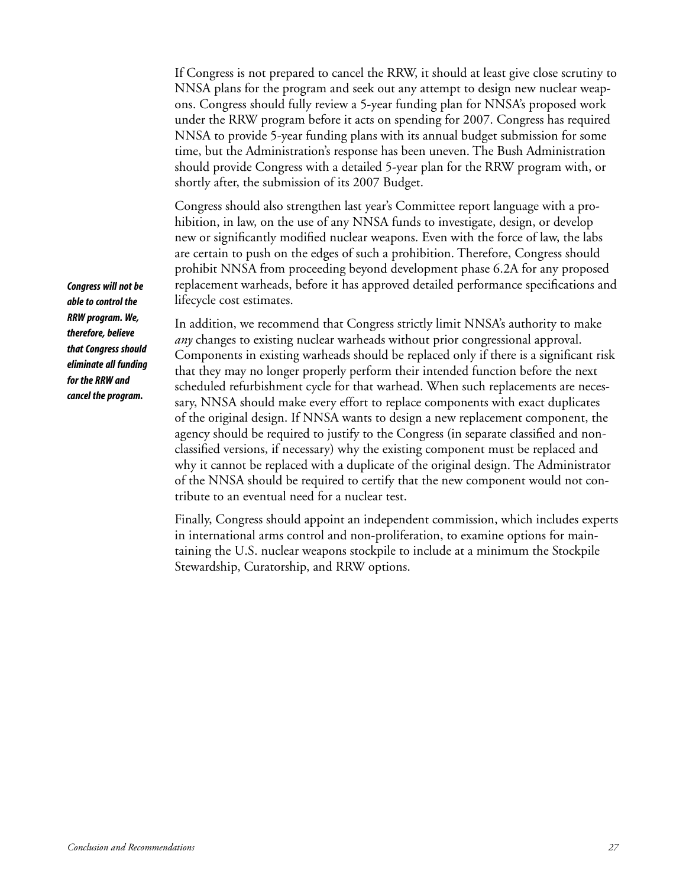If Congress is not prepared to cancel the RRW, it should at least give close scrutiny to NNSA plans for the program and seek out any attempt to design new nuclear weapons. Congress should fully review a 5-year funding plan for NNSA's proposed work under the RRW program before it acts on spending for 2007. Congress has required NNSA to provide 5-year funding plans with its annual budget submission for some time, but the Administration's response has been uneven. The Bush Administration should provide Congress with a detailed 5-year plan for the RRW program with, or shortly after, the submission of its 2007 Budget.

Congress should also strengthen last year's Committee report language with a prohibition, in law, on the use of any NNSA funds to investigate, design, or develop new or significantly modified nuclear weapons. Even with the force of law, the labs are certain to push on the edges of such a prohibition. Therefore, Congress should prohibit NNSA from proceeding beyond development phase 6.2A for any proposed replacement warheads, before it has approved detailed performance specifications and lifecycle cost estimates.

***Congress will not be able to control the RRW program. We, therefore, believe that Congress should eliminate all funding for the RRW and cancel the program.***

In addition, we recommend that Congress strictly limit NNSA's authority to make *any* changes to existing nuclear warheads without prior congressional approval. Components in existing warheads should be replaced only if there is a significant risk that they may no longer properly perform their intended function before the next scheduled refurbishment cycle for that warhead. When such replacements are necessary, NNSA should make every effort to replace components with exact duplicates of the original design. If NNSA wants to design a new replacement component, the agency should be required to justify to the Congress (in separate classified and non-classified versions, if necessary) why the existing component must be replaced and why it cannot be replaced with a duplicate of the original design. The Administrator of the NNSA should be required to certify that the new component would not contribute to an eventual need for a nuclear test.

Finally, Congress should appoint an independent commission, which includes experts in international arms control and non-proliferation, to examine options for maintaining the U.S. nuclear weapons stockpile to include at a minimum the Stockpile Stewardship, Curatorship, and RRW options.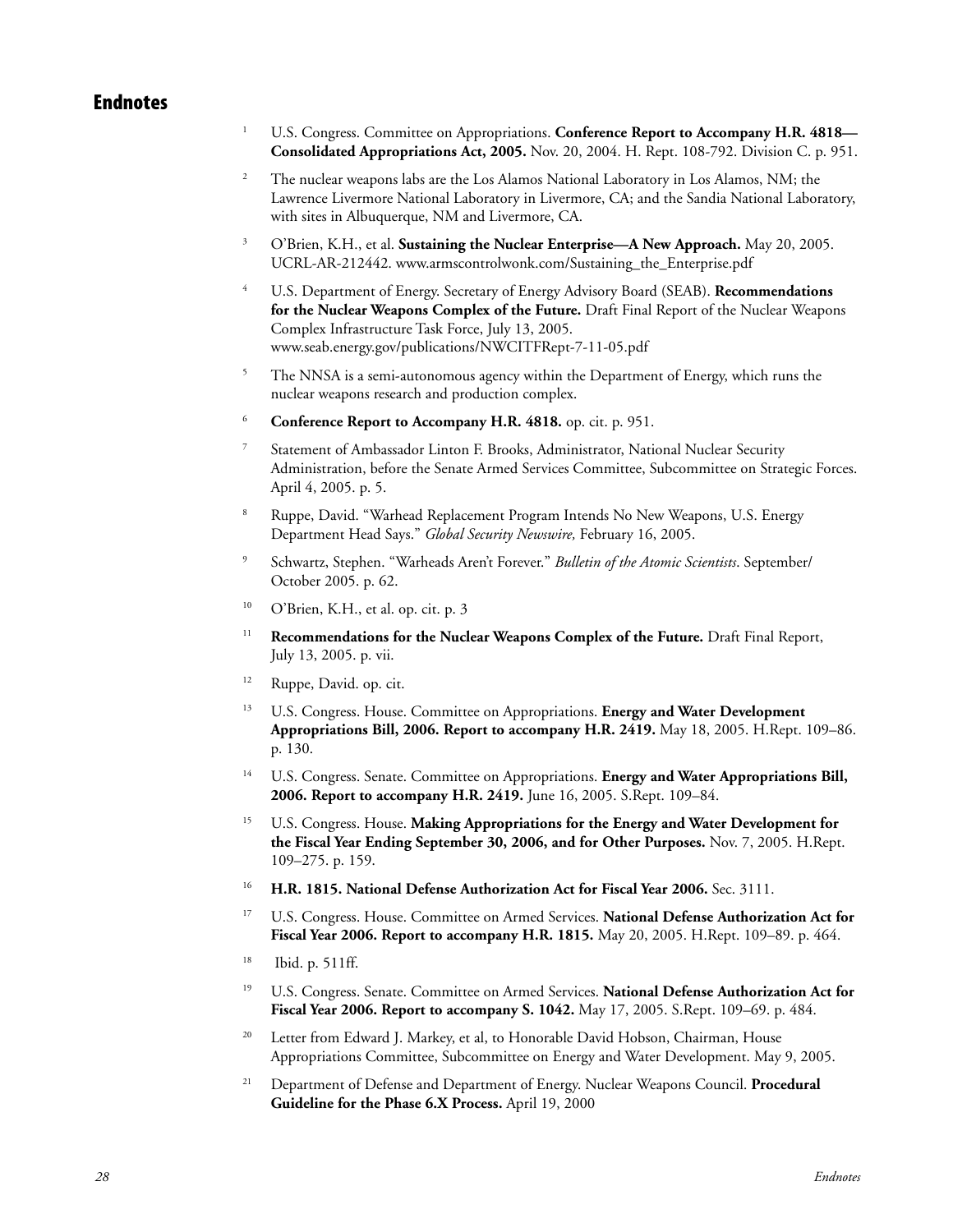## Endnotes

1. U.S. Congress. Committee on Appropriations. **Conference Report to Accompany H.R. 4818—Consolidated Appropriations Act, 2005.** Nov. 20, 2004. H. Rept. 108-792. Division C. p. 951.

2. The nuclear weapons labs are the Los Alamos National Laboratory in Los Alamos, NM; the Lawrence Livermore National Laboratory in Livermore, CA; and the Sandia National Laboratory, with sites in Albuquerque, NM and Livermore, CA.

3. O'Brien, K.H., et al. **Sustaining the Nuclear Enterprise—A New Approach.** May 20, 2005. UCRL-AR-212442. www.armscontrolwonk.com/Sustaining_the_Enterprise.pdf

4. U.S. Department of Energy. Secretary of Energy Advisory Board (SEAB). **Recommendations for the Nuclear Weapons Complex of the Future.** Draft Final Report of the Nuclear Weapons Complex Infrastructure Task Force, July 13, 2005. www.seab.energy.gov/publications/NWCITFRept-7-11-05.pdf

5. The NNSA is a semi-autonomous agency within the Department of Energy, which runs the nuclear weapons research and production complex.

6. **Conference Report to Accompany H.R. 4818.** op. cit. p. 951.

7. Statement of Ambassador Linton F. Brooks, Administrator, National Nuclear Security Administration, before the Senate Armed Services Committee, Subcommittee on Strategic Forces. April 4, 2005. p. 5.

8. Ruppe, David. "Warhead Replacement Program Intends No New Weapons, U.S. Energy Department Head Says." *Global Security Newswire,* February 16, 2005.

9. Schwartz, Stephen. "Warheads Aren't Forever." *Bulletin of the Atomic Scientists*. September/October 2005. p. 62.

10. O'Brien, K.H., et al. op. cit. p. 3

11. **Recommendations for the Nuclear Weapons Complex of the Future.** Draft Final Report, July 13, 2005. p. vii.

12. Ruppe, David. op. cit.

13. U.S. Congress. House. Committee on Appropriations. **Energy and Water Development Appropriations Bill, 2006. Report to accompany H.R. 2419.** May 18, 2005. H.Rept. 109–86. p. 130.

14. U.S. Congress. Senate. Committee on Appropriations. **Energy and Water Appropriations Bill, 2006. Report to accompany H.R. 2419.** June 16, 2005. S.Rept. 109–84.

15. U.S. Congress. House. **Making Appropriations for the Energy and Water Development for the Fiscal Year Ending September 30, 2006, and for Other Purposes.** Nov. 7, 2005. H.Rept. 109–275. p. 159.

16. **H.R. 1815. National Defense Authorization Act for Fiscal Year 2006.** Sec. 3111.

17. U.S. Congress. House. Committee on Armed Services. **National Defense Authorization Act for Fiscal Year 2006. Report to accompany H.R. 1815.** May 20, 2005. H.Rept. 109–89. p. 464.

18. Ibid. p. 511ff.

19. U.S. Congress. Senate. Committee on Armed Services. **National Defense Authorization Act for Fiscal Year 2006. Report to accompany S. 1042.** May 17, 2005. S.Rept. 109–69. p. 484.

20. Letter from Edward J. Markey, et al, to Honorable David Hobson, Chairman, House Appropriations Committee, Subcommittee on Energy and Water Development. May 9, 2005.

21. Department of Defense and Department of Energy. Nuclear Weapons Council. **Procedural Guideline for the Phase 6.X Process.** April 19, 2000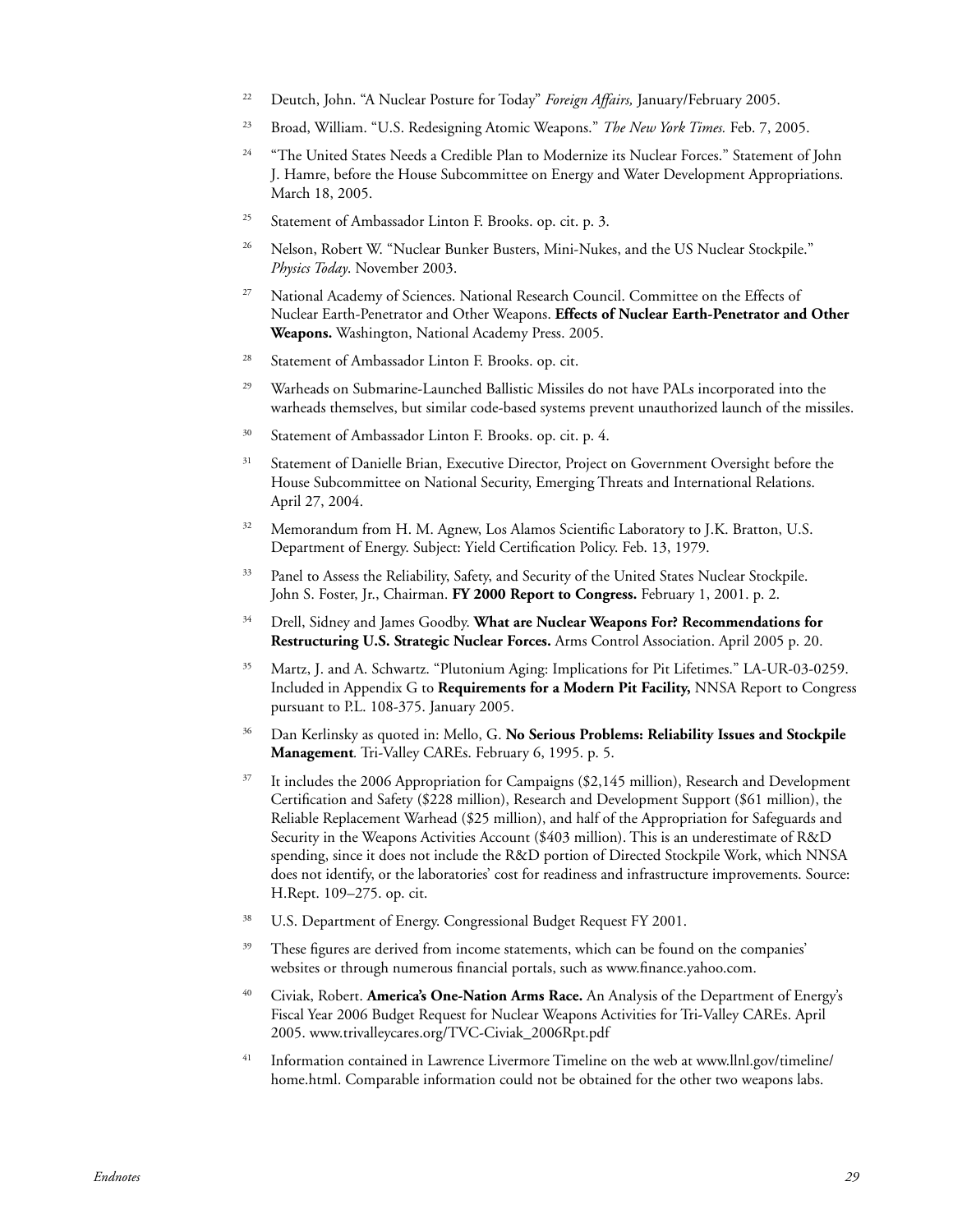[22] Deutch, John. "A Nuclear Posture for Today" *Foreign Affairs,* January/February 2005.

[23] Broad, William. "U.S. Redesigning Atomic Weapons." *The New York Times.* Feb. 7, 2005.

[24] "The United States Needs a Credible Plan to Modernize its Nuclear Forces." Statement of John J. Hamre, before the House Subcommittee on Energy and Water Development Appropriations. March 18, 2005.

[25] Statement of Ambassador Linton F. Brooks. op. cit. p. 3.

[26] Nelson, Robert W. "Nuclear Bunker Busters, Mini-Nukes, and the US Nuclear Stockpile." *Physics Today*. November 2003.

[27] National Academy of Sciences. National Research Council. Committee on the Effects of Nuclear Earth-Penetrator and Other Weapons. **Effects of Nuclear Earth-Penetrator and Other Weapons.** Washington, National Academy Press. 2005.

[28] Statement of Ambassador Linton F. Brooks. op. cit.

[29] Warheads on Submarine-Launched Ballistic Missiles do not have PALs incorporated into the warheads themselves, but similar code-based systems prevent unauthorized launch of the missiles.

[30] Statement of Ambassador Linton F. Brooks. op. cit. p. 4.

[31] Statement of Danielle Brian, Executive Director, Project on Government Oversight before the House Subcommittee on National Security, Emerging Threats and International Relations. April 27, 2004.

[32] Memorandum from H. M. Agnew, Los Alamos Scientific Laboratory to J.K. Bratton, U.S. Department of Energy. Subject: Yield Certification Policy. Feb. 13, 1979.

[33] Panel to Assess the Reliability, Safety, and Security of the United States Nuclear Stockpile. John S. Foster, Jr., Chairman. **FY 2000 Report to Congress.** February 1, 2001. p. 2.

[34] Drell, Sidney and James Goodby. **What are Nuclear Weapons For? Recommendations for Restructuring U.S. Strategic Nuclear Forces.** Arms Control Association. April 2005 p. 20.

[35] Martz, J. and A. Schwartz. "Plutonium Aging: Implications for Pit Lifetimes." LA-UR-03-0259. Included in Appendix G to **Requirements for a Modern Pit Facility,** NNSA Report to Congress pursuant to P.L. 108-375. January 2005.

[36] Dan Kerlinsky as quoted in: Mello, G. **No Serious Problems: Reliability Issues and Stockpile Management**. Tri-Valley CAREs. February 6, 1995. p. 5.

[37] It includes the 2006 Appropriation for Campaigns ($2,145 million), Research and Development Certification and Safety ($228 million), Research and Development Support ($61 million), the Reliable Replacement Warhead ($25 million), and half of the Appropriation for Safeguards and Security in the Weapons Activities Account ($403 million). This is an underestimate of R&D spending, since it does not include the R&D portion of Directed Stockpile Work, which NNSA does not identify, or the laboratories' cost for readiness and infrastructure improvements. Source: H.Rept. 109–275. op. cit.

[38] U.S. Department of Energy. Congressional Budget Request FY 2001.

[39] These figures are derived from income statements, which can be found on the companies' websites or through numerous financial portals, such as www.finance.yahoo.com.

[40] Civiak, Robert. **America's One-Nation Arms Race.** An Analysis of the Department of Energy's Fiscal Year 2006 Budget Request for Nuclear Weapons Activities for Tri-Valley CAREs. April 2005. www.trivalleycares.org/TVC-Civiak_2006Rpt.pdf

[41] Information contained in Lawrence Livermore Timeline on the web at www.llnl.gov/timeline/home.html. Comparable information could not be obtained for the other two weapons labs.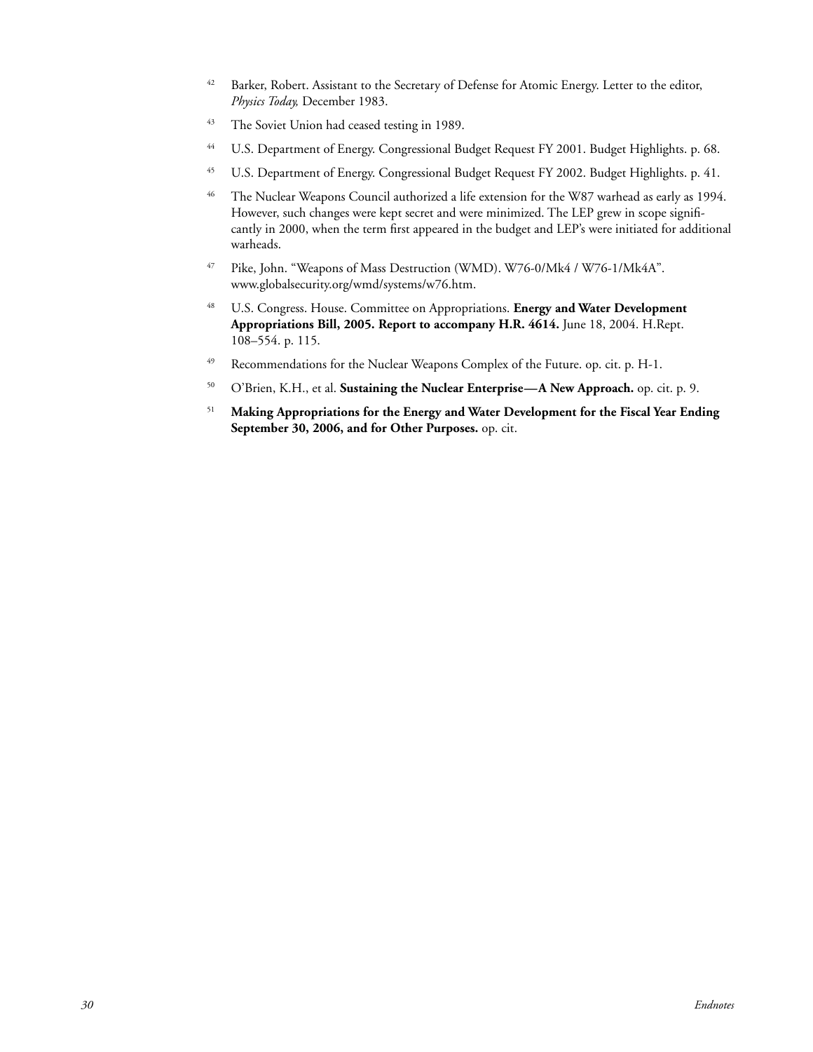[42] Barker, Robert. Assistant to the Secretary of Defense for Atomic Energy. Letter to the editor, *Physics Today,* December 1983.

[43] The Soviet Union had ceased testing in 1989.

[44] U.S. Department of Energy. Congressional Budget Request FY 2001. Budget Highlights. p. 68.

[45] U.S. Department of Energy. Congressional Budget Request FY 2002. Budget Highlights. p. 41.

[46] The Nuclear Weapons Council authorized a life extension for the W87 warhead as early as 1994. However, such changes were kept secret and were minimized. The LEP grew in scope significantly in 2000, when the term first appeared in the budget and LEP's were initiated for additional warheads.

[47] Pike, John. "Weapons of Mass Destruction (WMD). W76-0/Mk4 / W76-1/Mk4A". www.globalsecurity.org/wmd/systems/w76.htm.

[48] U.S. Congress. House. Committee on Appropriations. **Energy and Water Development Appropriations Bill, 2005. Report to accompany H.R. 4614.** June 18, 2004. H.Rept. 108–554. p. 115.

[49] Recommendations for the Nuclear Weapons Complex of the Future. op. cit. p. H-1.

[50] O'Brien, K.H., et al. **Sustaining the Nuclear Enterprise—A New Approach.** op. cit. p. 9.

[51] **Making Appropriations for the Energy and Water Development for the Fiscal Year Ending September 30, 2006, and for Other Purposes.** op. cit.